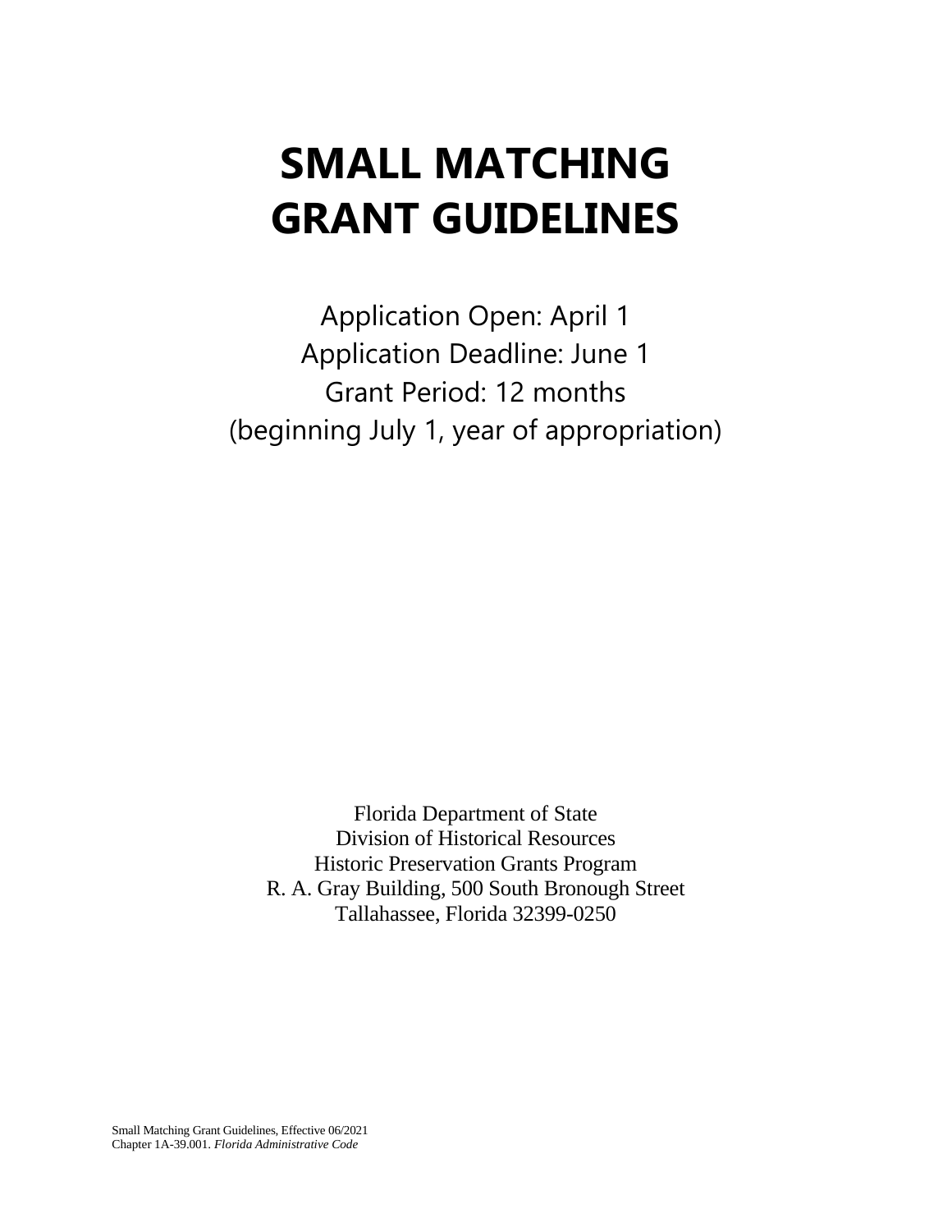# SMALL MATCHING GRANT GUIDELINES

Application Open: April 1
Application Deadline: June 1
Grant Period: 12 months
(beginning July 1, year of appropriation)

Florida Department of State
Division of Historical Resources
Historic Preservation Grants Program
R. A. Gray Building, 500 South Bronough Street
Tallahassee, Florida 32399-0250

Small Matching Grant Guidelines, Effective 06/2021
Chapter 1A-39.001. *Florida Administrative Code*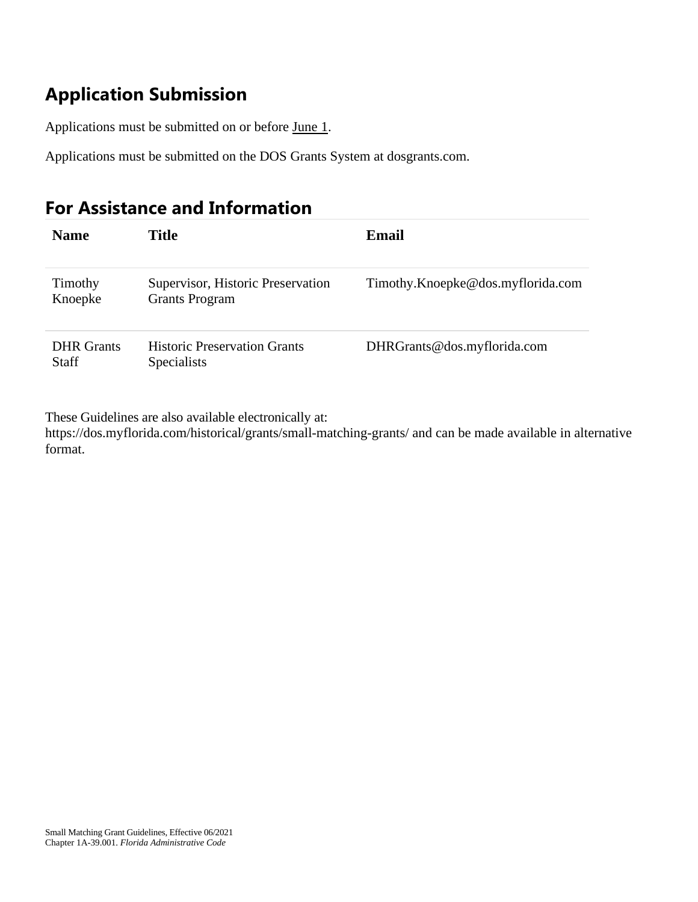## Application Submission

Applications must be submitted on or before June 1.

Applications must be submitted on the DOS Grants System at dosgrants.com.

## For Assistance and Information

| Name | Title | Email |
| --- | --- | --- |
| Timothy Knoepke | Supervisor, Historic Preservation Grants Program | Timothy.Knoepke@dos.myflorida.com |
| DHR Grants Staff | Historic Preservation Grants Specialists | DHRGrants@dos.myflorida.com |

These Guidelines are also available electronically at: https://dos.myflorida.com/historical/grants/small-matching-grants/ and can be made available in alternative format.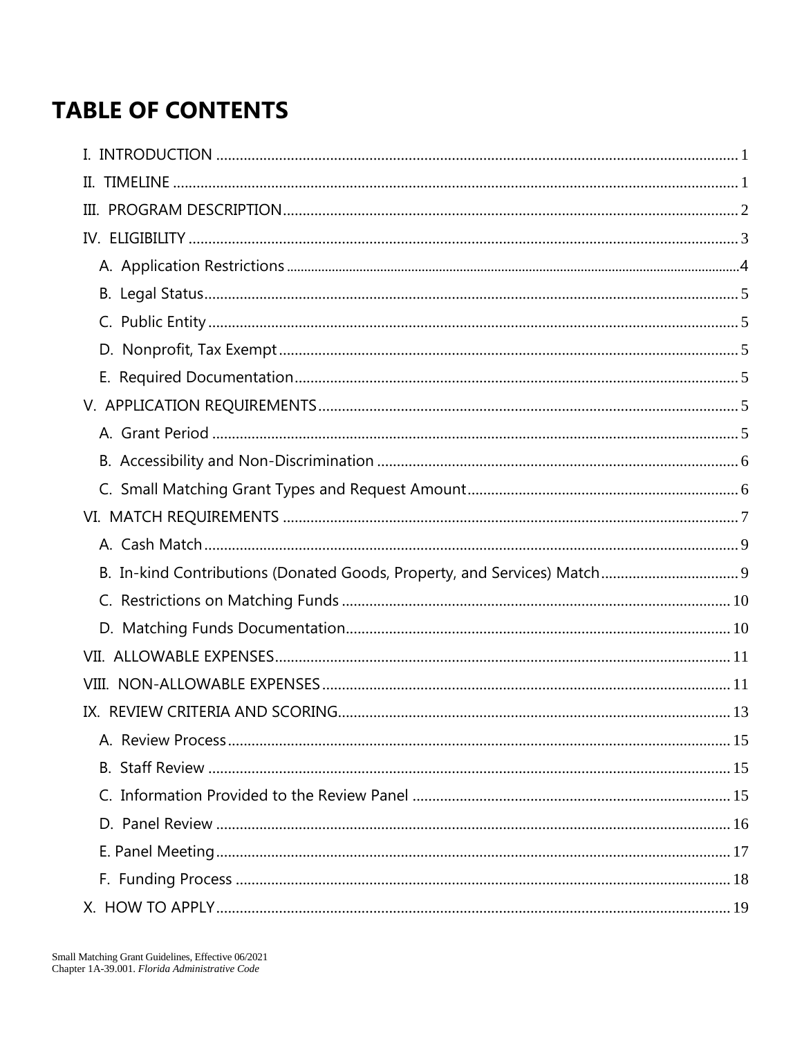# TABLE OF CONTENTS

I. INTRODUCTION ........ 1
II. TIMELINE ........ 1
III. PROGRAM DESCRIPTION ........ 2
IV. ELIGIBILITY ........ 3
  A. Application Restrictions ........ 4
  B. Legal Status ........ 5
  C. Public Entity ........ 5
  D. Nonprofit, Tax Exempt ........ 5
  E. Required Documentation ........ 5
V. APPLICATION REQUIREMENTS ........ 5
  A. Grant Period ........ 5
  B. Accessibility and Non-Discrimination ........ 6
  C. Small Matching Grant Types and Request Amount ........ 6
VI. MATCH REQUIREMENTS ........ 7
  A. Cash Match ........ 9
  B. In-kind Contributions (Donated Goods, Property, and Services) Match ........ 9
  C. Restrictions on Matching Funds ........ 10
  D. Matching Funds Documentation ........ 10
VII. ALLOWABLE EXPENSES ........ 11
VIII. NON-ALLOWABLE EXPENSES ........ 11
IX. REVIEW CRITERIA AND SCORING ........ 13
  A. Review Process ........ 15
  B. Staff Review ........ 15
  C. Information Provided to the Review Panel ........ 15
  D. Panel Review ........ 16
  E. Panel Meeting ........ 17
  F. Funding Process ........ 18
X. HOW TO APPLY ........ 19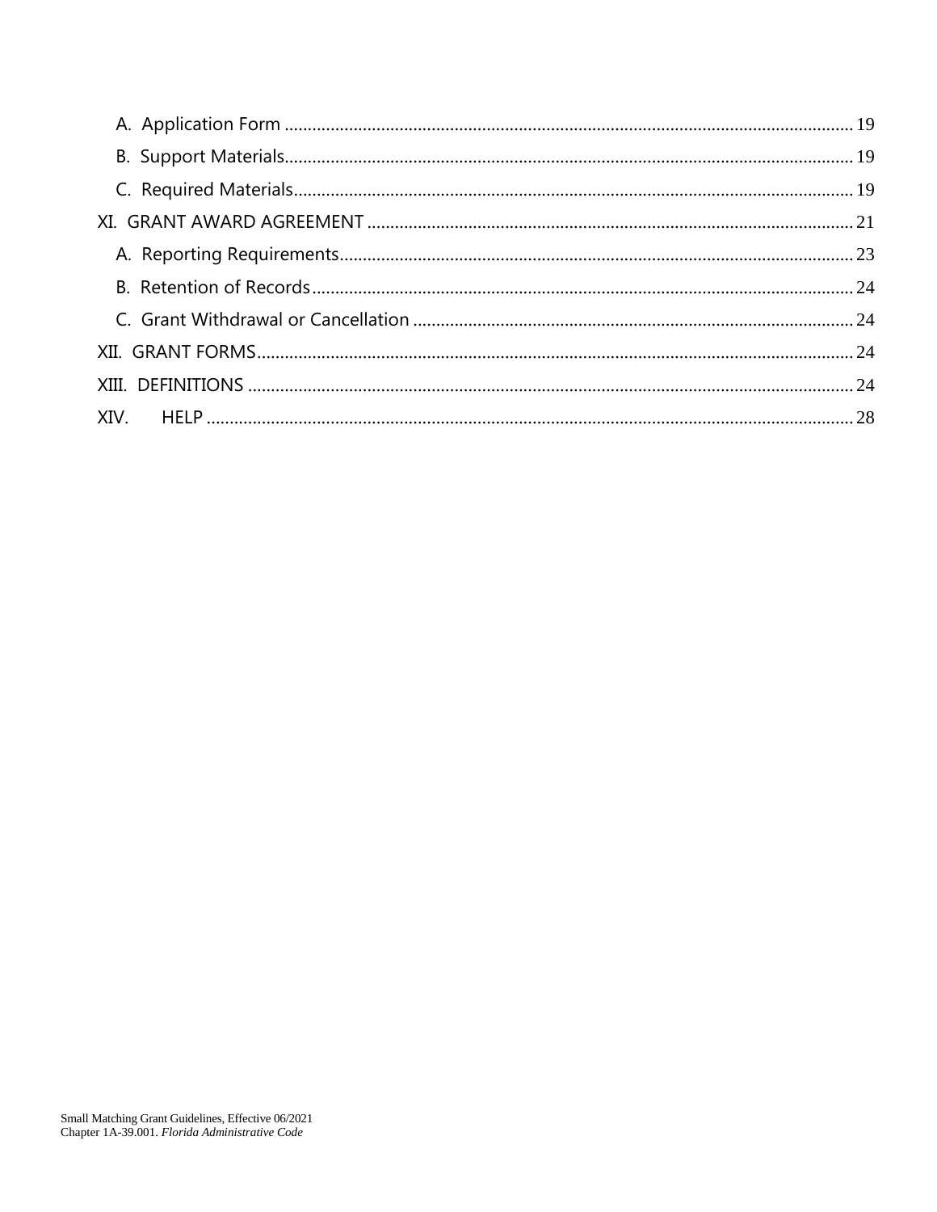A. Application Form ........................................................................................................................ 19

B. Support Materials........................................................................................................................ 19

C. Required Materials...................................................................................................................... 19

XI. GRANT AWARD AGREEMENT ....................................................................................................... 21

A. Reporting Requirements............................................................................................................. 23

B. Retention of Records.................................................................................................................. 24

C. Grant Withdrawal or Cancellation ............................................................................................. 24

XII. GRANT FORMS............................................................................................................................. 24

XIII. DEFINITIONS ............................................................................................................................... 24

XIV. HELP ............................................................................................................................................ 28

Small Matching Grant Guidelines, Effective 06/2021
Chapter 1A-39.001. *Florida Administrative Code*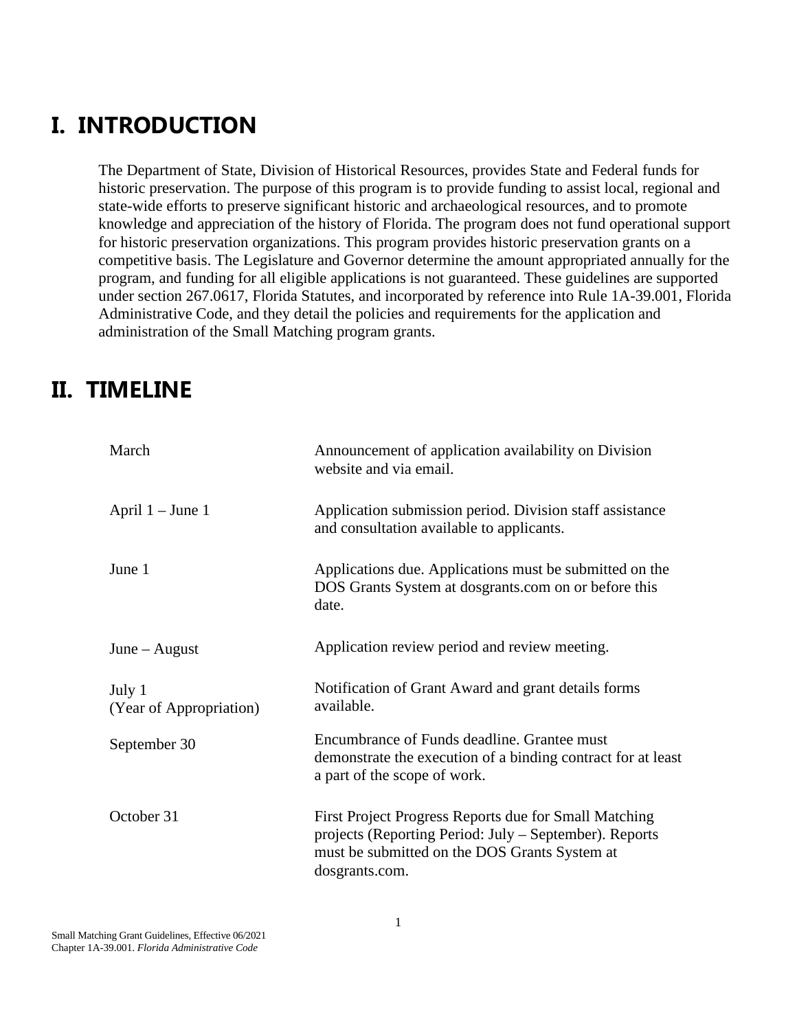# I. INTRODUCTION

The Department of State, Division of Historical Resources, provides State and Federal funds for historic preservation. The purpose of this program is to provide funding to assist local, regional and state-wide efforts to preserve significant historic and archaeological resources, and to promote knowledge and appreciation of the history of Florida. The program does not fund operational support for historic preservation organizations. This program provides historic preservation grants on a competitive basis. The Legislature and Governor determine the amount appropriated annually for the program, and funding for all eligible applications is not guaranteed. These guidelines are supported under section 267.0617, Florida Statutes, and incorporated by reference into Rule 1A-39.001, Florida Administrative Code, and they detail the policies and requirements for the application and administration of the Small Matching program grants.

# II. TIMELINE

| | |
|---|---|
| March | Announcement of application availability on Division website and via email. |
| April 1 – June 1 | Application submission period. Division staff assistance and consultation available to applicants. |
| June 1 | Applications due. Applications must be submitted on the DOS Grants System at dosgrants.com on or before this date. |
| June – August | Application review period and review meeting. |
| July 1 (Year of Appropriation) | Notification of Grant Award and grant details forms available. |
| September 30 | Encumbrance of Funds deadline. Grantee must demonstrate the execution of a binding contract for at least a part of the scope of work. |
| October 31 | First Project Progress Reports due for Small Matching projects (Reporting Period: July – September). Reports must be submitted on the DOS Grants System at dosgrants.com. |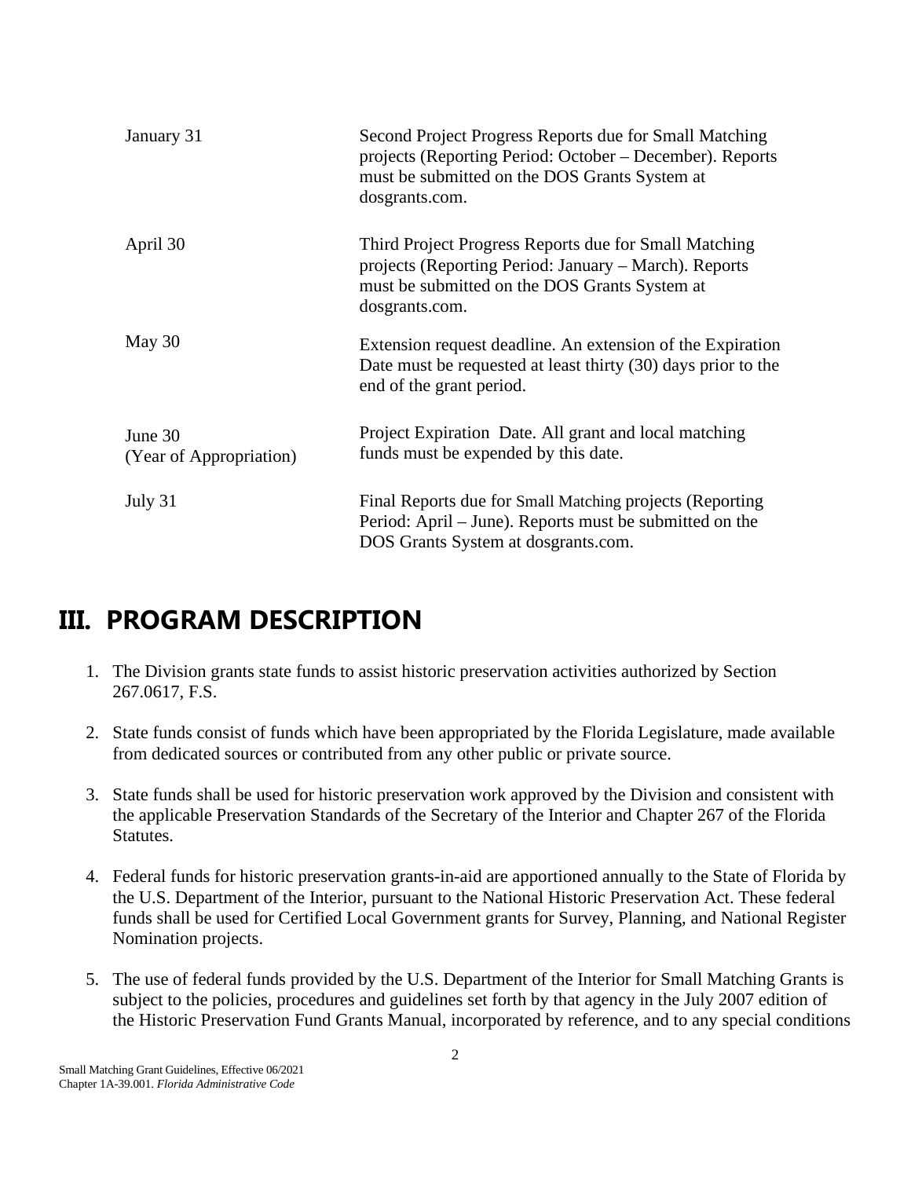| | |
|---|---|
| January 31 | Second Project Progress Reports due for Small Matching projects (Reporting Period: October – December). Reports must be submitted on the DOS Grants System at dosgrants.com. |
| April 30 | Third Project Progress Reports due for Small Matching projects (Reporting Period: January – March). Reports must be submitted on the DOS Grants System at dosgrants.com. |
| May 30 | Extension request deadline. An extension of the Expiration Date must be requested at least thirty (30) days prior to the end of the grant period. |
| June 30 (Year of Appropriation) | Project Expiration Date. All grant and local matching funds must be expended by this date. |
| July 31 | Final Reports due for Small Matching projects (Reporting Period: April – June). Reports must be submitted on the DOS Grants System at dosgrants.com. |

# III. PROGRAM DESCRIPTION

1. The Division grants state funds to assist historic preservation activities authorized by Section 267.0617, F.S.

2. State funds consist of funds which have been appropriated by the Florida Legislature, made available from dedicated sources or contributed from any other public or private source.

3. State funds shall be used for historic preservation work approved by the Division and consistent with the applicable Preservation Standards of the Secretary of the Interior and Chapter 267 of the Florida Statutes.

4. Federal funds for historic preservation grants-in-aid are apportioned annually to the State of Florida by the U.S. Department of the Interior, pursuant to the National Historic Preservation Act. These federal funds shall be used for Certified Local Government grants for Survey, Planning, and National Register Nomination projects.

5. The use of federal funds provided by the U.S. Department of the Interior for Small Matching Grants is subject to the policies, procedures and guidelines set forth by that agency in the July 2007 edition of the Historic Preservation Fund Grants Manual, incorporated by reference, and to any special conditions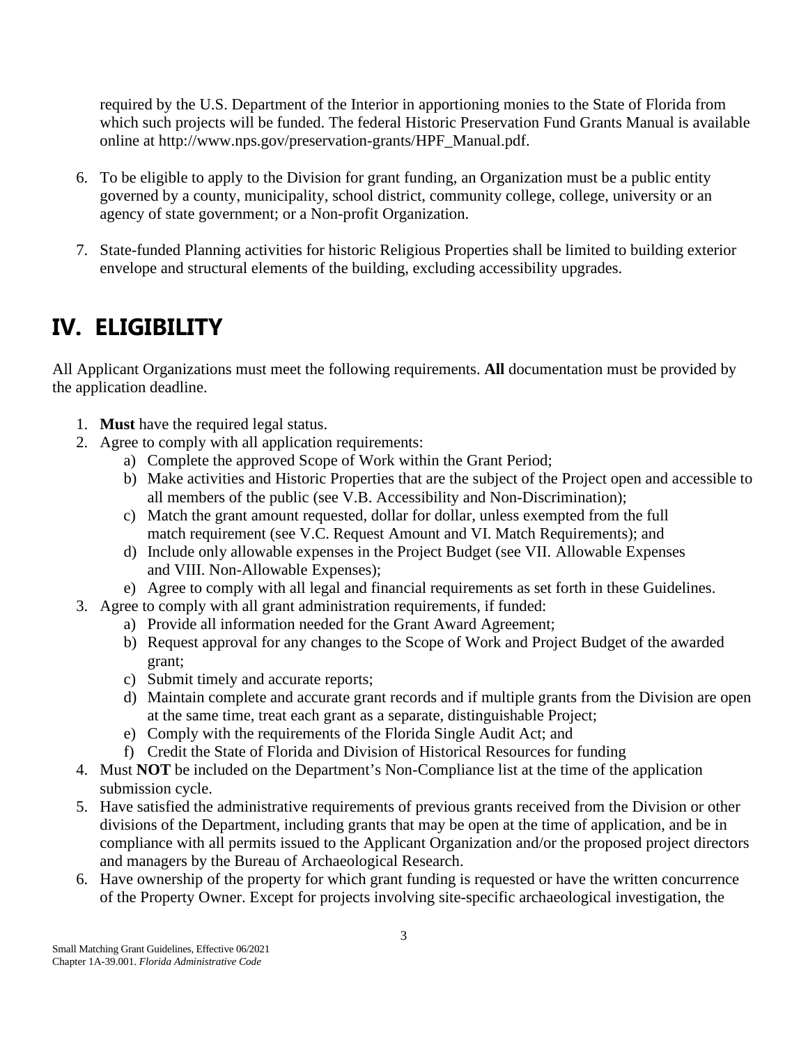required by the U.S. Department of the Interior in apportioning monies to the State of Florida from which such projects will be funded. The federal Historic Preservation Fund Grants Manual is available online at http://www.nps.gov/preservation-grants/HPF_Manual.pdf.

6. To be eligible to apply to the Division for grant funding, an Organization must be a public entity governed by a county, municipality, school district, community college, college, university or an agency of state government; or a Non-profit Organization.

7. State-funded Planning activities for historic Religious Properties shall be limited to building exterior envelope and structural elements of the building, excluding accessibility upgrades.

# IV. ELIGIBILITY

All Applicant Organizations must meet the following requirements. **All** documentation must be provided by the application deadline.

1. **Must** have the required legal status.
2. Agree to comply with all application requirements:
   a) Complete the approved Scope of Work within the Grant Period;
   b) Make activities and Historic Properties that are the subject of the Project open and accessible to all members of the public (see V.B. Accessibility and Non-Discrimination);
   c) Match the grant amount requested, dollar for dollar, unless exempted from the full match requirement (see V.C. Request Amount and VI. Match Requirements); and
   d) Include only allowable expenses in the Project Budget (see VII. Allowable Expenses and VIII. Non-Allowable Expenses);
   e) Agree to comply with all legal and financial requirements as set forth in these Guidelines.
3. Agree to comply with all grant administration requirements, if funded:
   a) Provide all information needed for the Grant Award Agreement;
   b) Request approval for any changes to the Scope of Work and Project Budget of the awarded grant;
   c) Submit timely and accurate reports;
   d) Maintain complete and accurate grant records and if multiple grants from the Division are open at the same time, treat each grant as a separate, distinguishable Project;
   e) Comply with the requirements of the Florida Single Audit Act; and
   f) Credit the State of Florida and Division of Historical Resources for funding
4. Must **NOT** be included on the Department's Non-Compliance list at the time of the application submission cycle.
5. Have satisfied the administrative requirements of previous grants received from the Division or other divisions of the Department, including grants that may be open at the time of application, and be in compliance with all permits issued to the Applicant Organization and/or the proposed project directors and managers by the Bureau of Archaeological Research.
6. Have ownership of the property for which grant funding is requested or have the written concurrence of the Property Owner. Except for projects involving site-specific archaeological investigation, the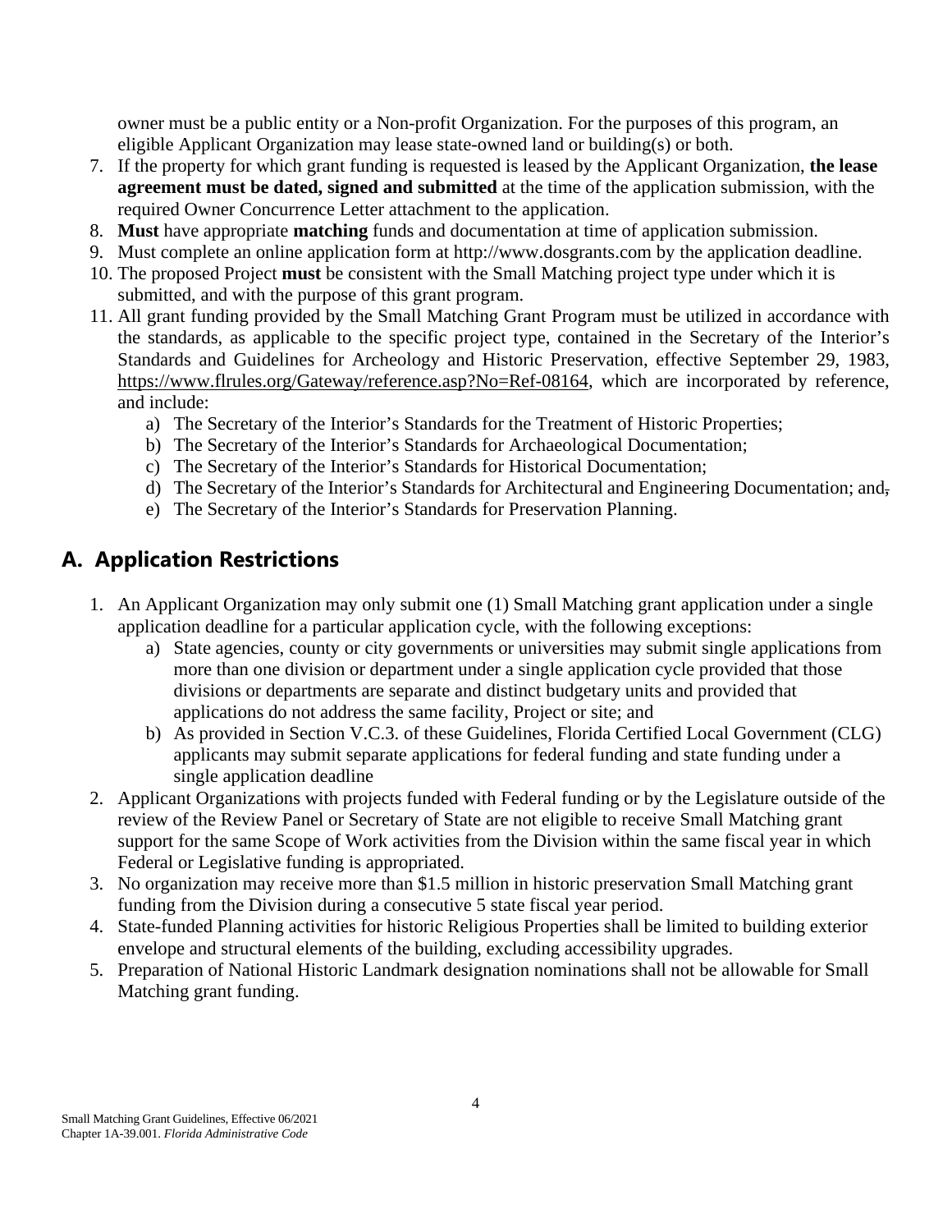owner must be a public entity or a Non-profit Organization. For the purposes of this program, an eligible Applicant Organization may lease state-owned land or building(s) or both.

7. If the property for which grant funding is requested is leased by the Applicant Organization, **the lease agreement must be dated, signed and submitted** at the time of the application submission, with the required Owner Concurrence Letter attachment to the application.
8. **Must** have appropriate **matching** funds and documentation at time of application submission.
9. Must complete an online application form at http://www.dosgrants.com by the application deadline.
10. The proposed Project **must** be consistent with the Small Matching project type under which it is submitted, and with the purpose of this grant program.
11. All grant funding provided by the Small Matching Grant Program must be utilized in accordance with the standards, as applicable to the specific project type, contained in the Secretary of the Interior's Standards and Guidelines for Archeology and Historic Preservation, effective September 29, 1983, https://www.flrules.org/Gateway/reference.asp?No=Ref-08164, which are incorporated by reference, and include:
    a) The Secretary of the Interior's Standards for the Treatment of Historic Properties;
    b) The Secretary of the Interior's Standards for Archaeological Documentation;
    c) The Secretary of the Interior's Standards for Historical Documentation;
    d) The Secretary of the Interior's Standards for Architectural and Engineering Documentation; and~~,~~
    e) The Secretary of the Interior's Standards for Preservation Planning.

## A. Application Restrictions

1. An Applicant Organization may only submit one (1) Small Matching grant application under a single application deadline for a particular application cycle, with the following exceptions:
    a) State agencies, county or city governments or universities may submit single applications from more than one division or department under a single application cycle provided that those divisions or departments are separate and distinct budgetary units and provided that applications do not address the same facility, Project or site; and
    b) As provided in Section V.C.3. of these Guidelines, Florida Certified Local Government (CLG) applicants may submit separate applications for federal funding and state funding under a single application deadline
2. Applicant Organizations with projects funded with Federal funding or by the Legislature outside of the review of the Review Panel or Secretary of State are not eligible to receive Small Matching grant support for the same Scope of Work activities from the Division within the same fiscal year in which Federal or Legislative funding is appropriated.
3. No organization may receive more than $1.5 million in historic preservation Small Matching grant funding from the Division during a consecutive 5 state fiscal year period.
4. State-funded Planning activities for historic Religious Properties shall be limited to building exterior envelope and structural elements of the building, excluding accessibility upgrades.
5. Preparation of National Historic Landmark designation nominations shall not be allowable for Small Matching grant funding.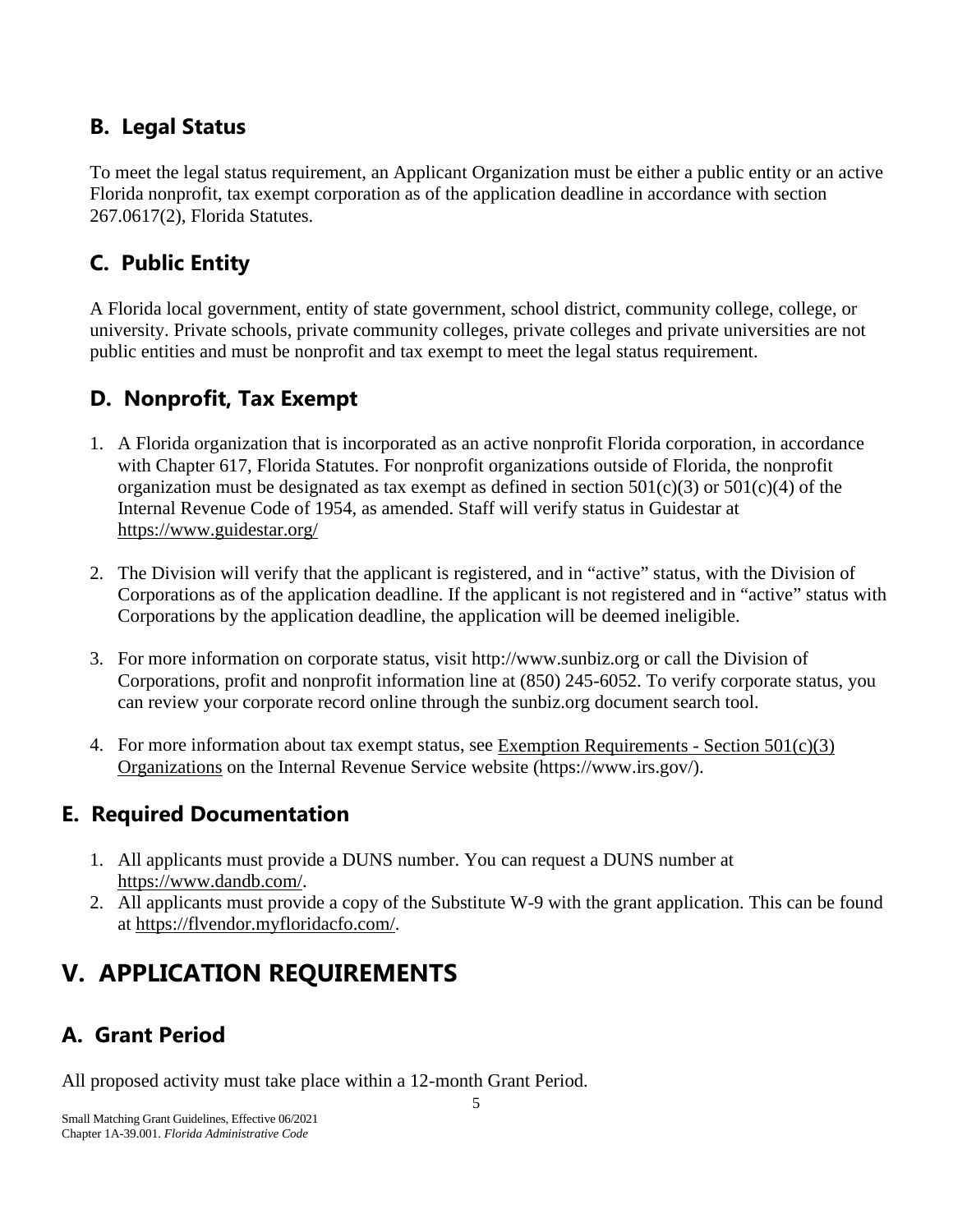## B. Legal Status

To meet the legal status requirement, an Applicant Organization must be either a public entity or an active Florida nonprofit, tax exempt corporation as of the application deadline in accordance with section 267.0617(2), Florida Statutes.

## C. Public Entity

A Florida local government, entity of state government, school district, community college, college, or university. Private schools, private community colleges, private colleges and private universities are not public entities and must be nonprofit and tax exempt to meet the legal status requirement.

## D. Nonprofit, Tax Exempt

1. A Florida organization that is incorporated as an active nonprofit Florida corporation, in accordance with Chapter 617, Florida Statutes. For nonprofit organizations outside of Florida, the nonprofit organization must be designated as tax exempt as defined in section 501(c)(3) or 501(c)(4) of the Internal Revenue Code of 1954, as amended. Staff will verify status in Guidestar at https://www.guidestar.org/

2. The Division will verify that the applicant is registered, and in "active" status, with the Division of Corporations as of the application deadline. If the applicant is not registered and in "active" status with Corporations by the application deadline, the application will be deemed ineligible.

3. For more information on corporate status, visit http://www.sunbiz.org or call the Division of Corporations, profit and nonprofit information line at (850) 245-6052. To verify corporate status, you can review your corporate record online through the sunbiz.org document search tool.

4. For more information about tax exempt status, see Exemption Requirements - Section 501(c)(3) Organizations on the Internal Revenue Service website (https://www.irs.gov/).

## E. Required Documentation

1. All applicants must provide a DUNS number. You can request a DUNS number at https://www.dandb.com/.
2. All applicants must provide a copy of the Substitute W-9 with the grant application. This can be found at https://flvendor.myfloridacfo.com/.

# V. APPLICATION REQUIREMENTS

## A. Grant Period

All proposed activity must take place within a 12-month Grant Period.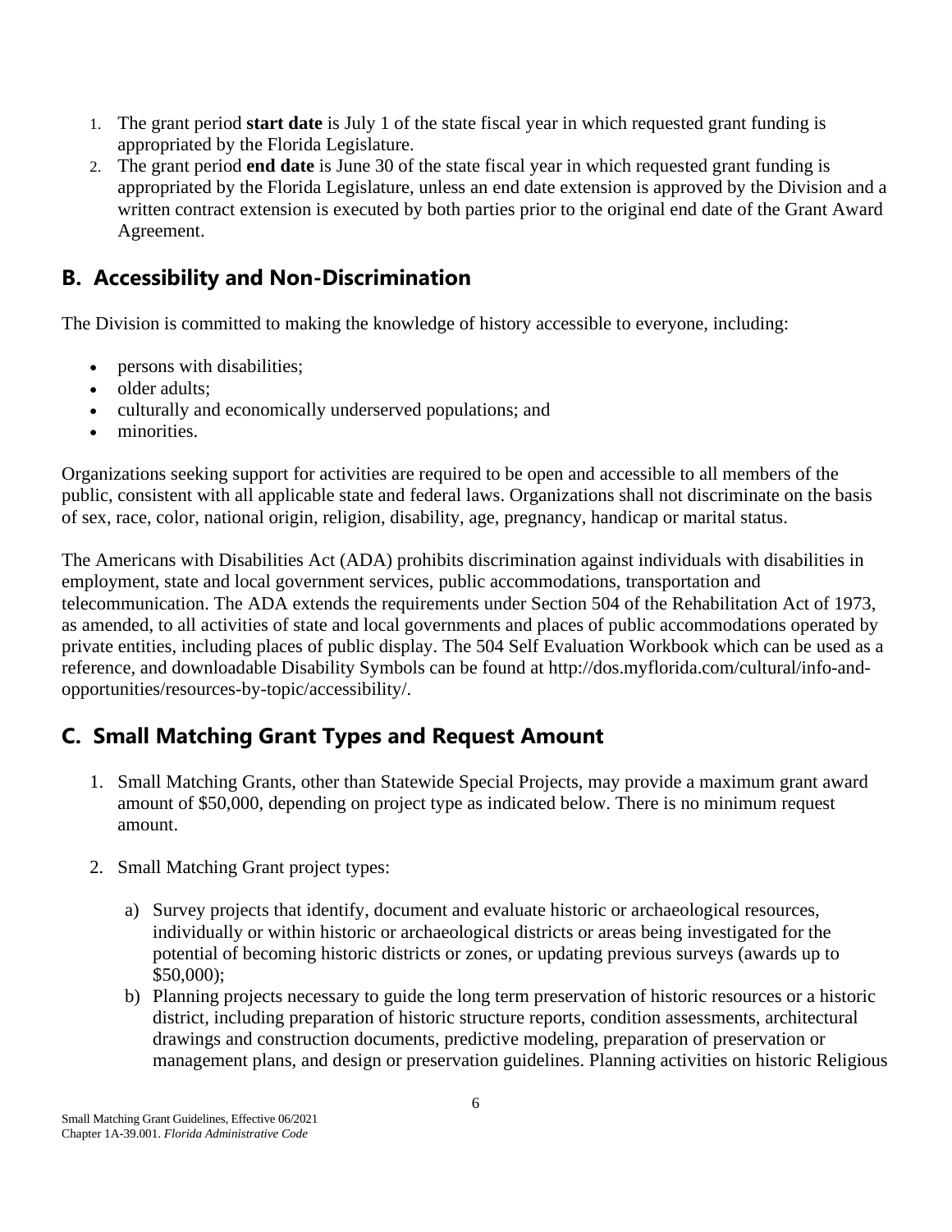1. The grant period **start date** is July 1 of the state fiscal year in which requested grant funding is appropriated by the Florida Legislature.
2. The grant period **end date** is June 30 of the state fiscal year in which requested grant funding is appropriated by the Florida Legislature, unless an end date extension is approved by the Division and a written contract extension is executed by both parties prior to the original end date of the Grant Award Agreement.

## B. Accessibility and Non-Discrimination

The Division is committed to making the knowledge of history accessible to everyone, including:

- persons with disabilities;
- older adults;
- culturally and economically underserved populations; and
- minorities.

Organizations seeking support for activities are required to be open and accessible to all members of the public, consistent with all applicable state and federal laws. Organizations shall not discriminate on the basis of sex, race, color, national origin, religion, disability, age, pregnancy, handicap or marital status.

The Americans with Disabilities Act (ADA) prohibits discrimination against individuals with disabilities in employment, state and local government services, public accommodations, transportation and telecommunication. The ADA extends the requirements under Section 504 of the Rehabilitation Act of 1973, as amended, to all activities of state and local governments and places of public accommodations operated by private entities, including places of public display. The 504 Self Evaluation Workbook which can be used as a reference, and downloadable Disability Symbols can be found at http://dos.myflorida.com/cultural/info-and-opportunities/resources-by-topic/accessibility/.

## C. Small Matching Grant Types and Request Amount

1. Small Matching Grants, other than Statewide Special Projects, may provide a maximum grant award amount of $50,000, depending on project type as indicated below. There is no minimum request amount.

2. Small Matching Grant project types:

   a) Survey projects that identify, document and evaluate historic or archaeological resources, individually or within historic or archaeological districts or areas being investigated for the potential of becoming historic districts or zones, or updating previous surveys (awards up to $50,000);
   b) Planning projects necessary to guide the long term preservation of historic resources or a historic district, including preparation of historic structure reports, condition assessments, architectural drawings and construction documents, predictive modeling, preparation of preservation or management plans, and design or preservation guidelines. Planning activities on historic Religious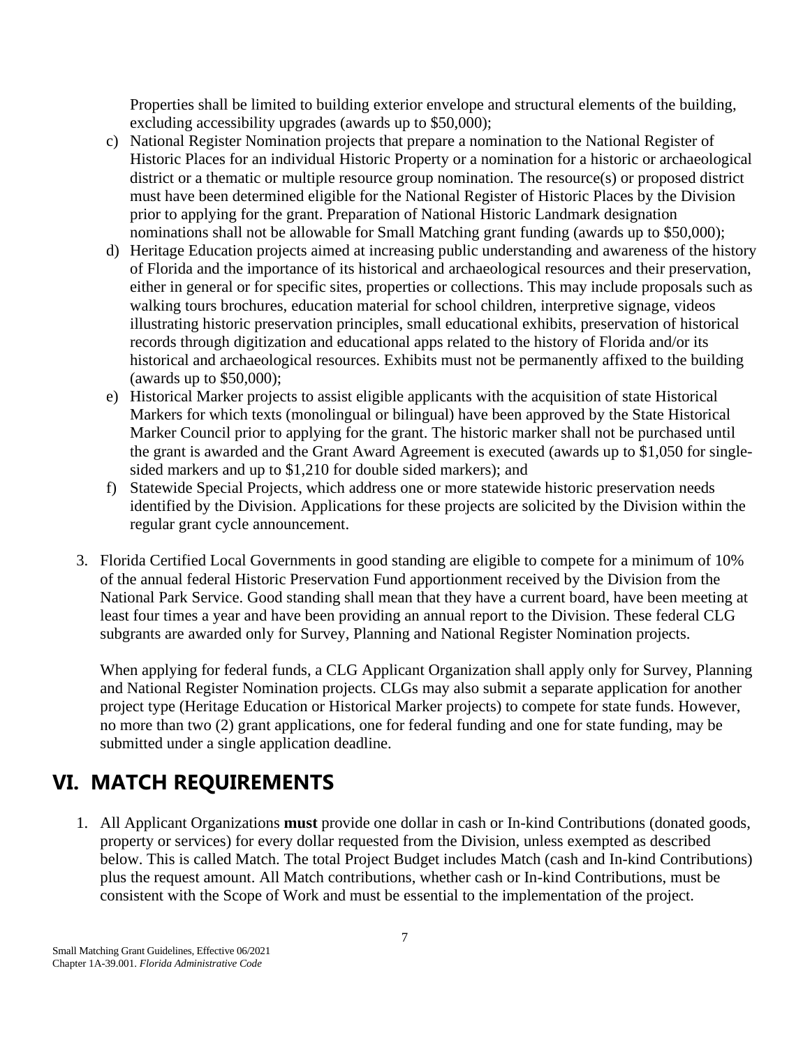Properties shall be limited to building exterior envelope and structural elements of the building, excluding accessibility upgrades (awards up to $50,000);

c) National Register Nomination projects that prepare a nomination to the National Register of Historic Places for an individual Historic Property or a nomination for a historic or archaeological district or a thematic or multiple resource group nomination. The resource(s) or proposed district must have been determined eligible for the National Register of Historic Places by the Division prior to applying for the grant. Preparation of National Historic Landmark designation nominations shall not be allowable for Small Matching grant funding (awards up to $50,000);

d) Heritage Education projects aimed at increasing public understanding and awareness of the history of Florida and the importance of its historical and archaeological resources and their preservation, either in general or for specific sites, properties or collections. This may include proposals such as walking tours brochures, education material for school children, interpretive signage, videos illustrating historic preservation principles, small educational exhibits, preservation of historical records through digitization and educational apps related to the history of Florida and/or its historical and archaeological resources. Exhibits must not be permanently affixed to the building (awards up to $50,000);

e) Historical Marker projects to assist eligible applicants with the acquisition of state Historical Markers for which texts (monolingual or bilingual) have been approved by the State Historical Marker Council prior to applying for the grant. The historic marker shall not be purchased until the grant is awarded and the Grant Award Agreement is executed (awards up to $1,050 for single-sided markers and up to $1,210 for double sided markers); and

f) Statewide Special Projects, which address one or more statewide historic preservation needs identified by the Division. Applications for these projects are solicited by the Division within the regular grant cycle announcement.

3. Florida Certified Local Governments in good standing are eligible to compete for a minimum of 10% of the annual federal Historic Preservation Fund apportionment received by the Division from the National Park Service. Good standing shall mean that they have a current board, have been meeting at least four times a year and have been providing an annual report to the Division. These federal CLG subgrants are awarded only for Survey, Planning and National Register Nomination projects.

   When applying for federal funds, a CLG Applicant Organization shall apply only for Survey, Planning and National Register Nomination projects. CLGs may also submit a separate application for another project type (Heritage Education or Historical Marker projects) to compete for state funds. However, no more than two (2) grant applications, one for federal funding and one for state funding, may be submitted under a single application deadline.

## VI. MATCH REQUIREMENTS

1. All Applicant Organizations **must** provide one dollar in cash or In-kind Contributions (donated goods, property or services) for every dollar requested from the Division, unless exempted as described below. This is called Match. The total Project Budget includes Match (cash and In-kind Contributions) plus the request amount. All Match contributions, whether cash or In-kind Contributions, must be consistent with the Scope of Work and must be essential to the implementation of the project.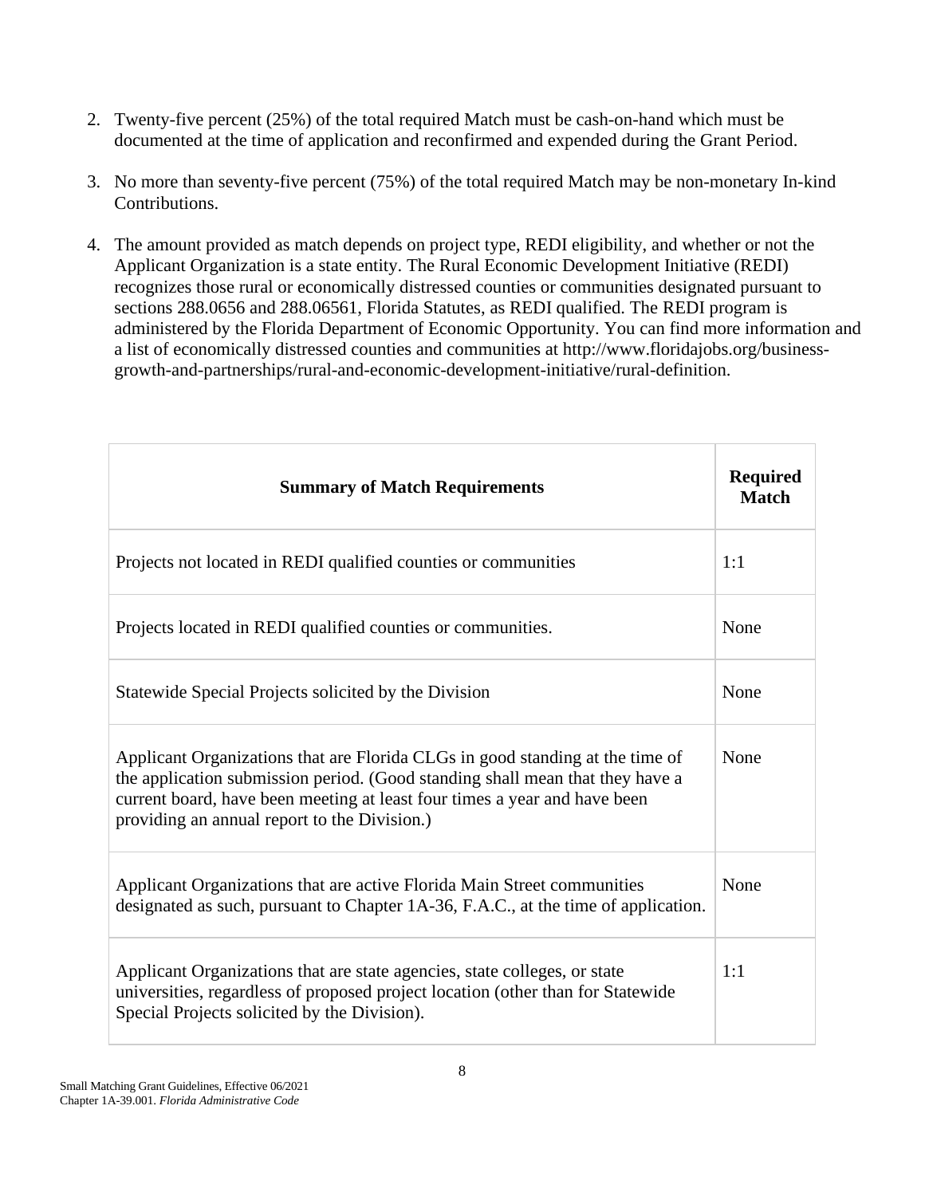2. Twenty-five percent (25%) of the total required Match must be cash-on-hand which must be documented at the time of application and reconfirmed and expended during the Grant Period.

3. No more than seventy-five percent (75%) of the total required Match may be non-monetary In-kind Contributions.

4. The amount provided as match depends on project type, REDI eligibility, and whether or not the Applicant Organization is a state entity. The Rural Economic Development Initiative (REDI) recognizes those rural or economically distressed counties or communities designated pursuant to sections 288.0656 and 288.06561, Florida Statutes, as REDI qualified. The REDI program is administered by the Florida Department of Economic Opportunity. You can find more information and a list of economically distressed counties and communities at http://www.floridajobs.org/business-growth-and-partnerships/rural-and-economic-development-initiative/rural-definition.

| **Summary of Match Requirements** | **Required Match** |
|---|---|
| Projects not located in REDI qualified counties or communities | 1:1 |
| Projects located in REDI qualified counties or communities. | None |
| Statewide Special Projects solicited by the Division | None |
| Applicant Organizations that are Florida CLGs in good standing at the time of the application submission period. (Good standing shall mean that they have a current board, have been meeting at least four times a year and have been providing an annual report to the Division.) | None |
| Applicant Organizations that are active Florida Main Street communities designated as such, pursuant to Chapter 1A-36, F.A.C., at the time of application. | None |
| Applicant Organizations that are state agencies, state colleges, or state universities, regardless of proposed project location (other than for Statewide Special Projects solicited by the Division). | 1:1 |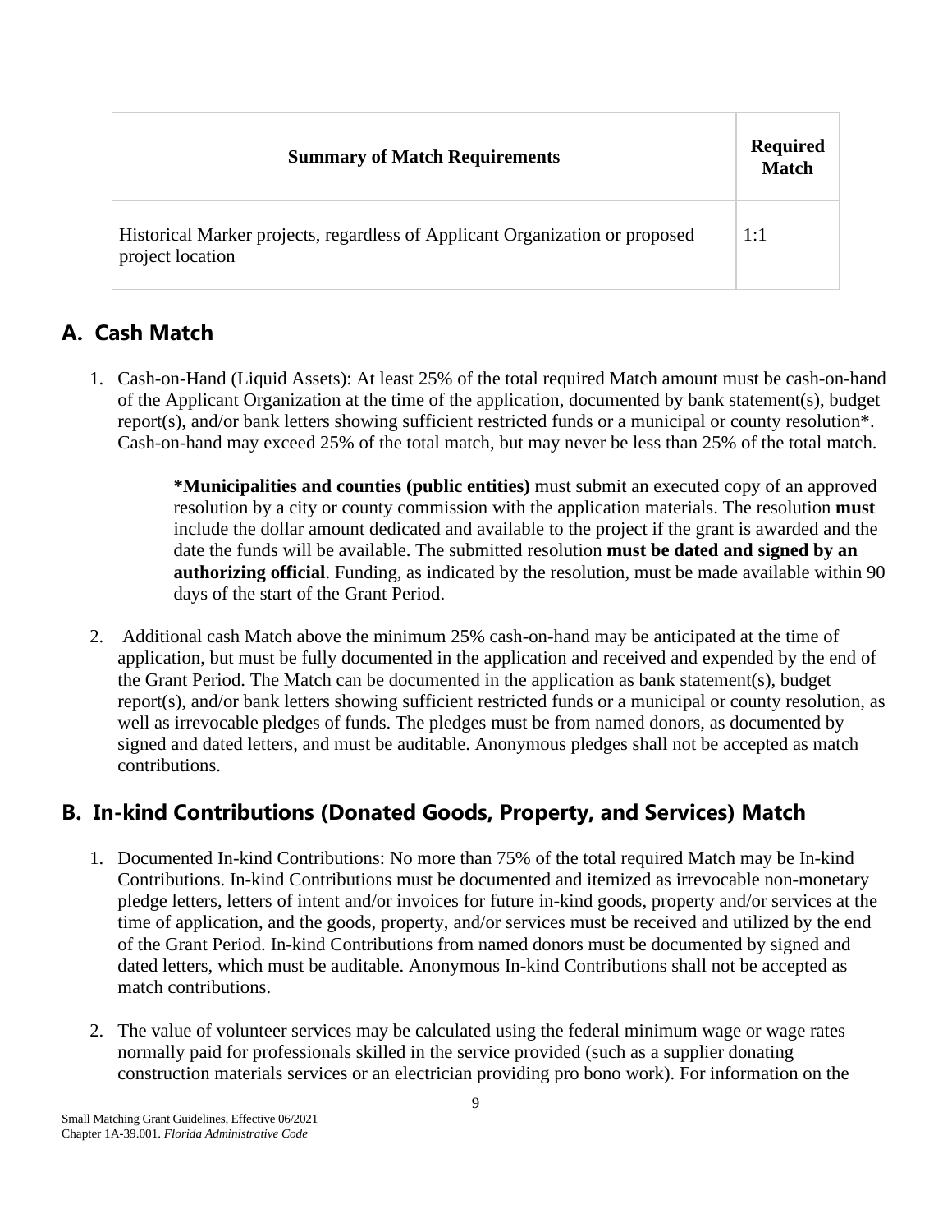| Summary of Match Requirements | Required Match |
| --- | --- |
| Historical Marker projects, regardless of Applicant Organization or proposed project location | 1:1 |

## A. Cash Match

1. Cash-on-Hand (Liquid Assets): At least 25% of the total required Match amount must be cash-on-hand of the Applicant Organization at the time of the application, documented by bank statement(s), budget report(s), and/or bank letters showing sufficient restricted funds or a municipal or county resolution*. Cash-on-hand may exceed 25% of the total match, but may never be less than 25% of the total match.

   ***Municipalities and counties (public entities)** must submit an executed copy of an approved resolution by a city or county commission with the application materials. The resolution **must** include the dollar amount dedicated and available to the project if the grant is awarded and the date the funds will be available. The submitted resolution **must be dated and signed by an authorizing official**. Funding, as indicated by the resolution, must be made available within 90 days of the start of the Grant Period.

2. Additional cash Match above the minimum 25% cash-on-hand may be anticipated at the time of application, but must be fully documented in the application and received and expended by the end of the Grant Period. The Match can be documented in the application as bank statement(s), budget report(s), and/or bank letters showing sufficient restricted funds or a municipal or county resolution, as well as irrevocable pledges of funds. The pledges must be from named donors, as documented by signed and dated letters, and must be auditable. Anonymous pledges shall not be accepted as match contributions.

## B. In-kind Contributions (Donated Goods, Property, and Services) Match

1. Documented In-kind Contributions: No more than 75% of the total required Match may be In-kind Contributions. In-kind Contributions must be documented and itemized as irrevocable non-monetary pledge letters, letters of intent and/or invoices for future in-kind goods, property and/or services at the time of application, and the goods, property, and/or services must be received and utilized by the end of the Grant Period. In-kind Contributions from named donors must be documented by signed and dated letters, which must be auditable. Anonymous In-kind Contributions shall not be accepted as match contributions.

2. The value of volunteer services may be calculated using the federal minimum wage or wage rates normally paid for professionals skilled in the service provided (such as a supplier donating construction materials services or an electrician providing pro bono work). For information on the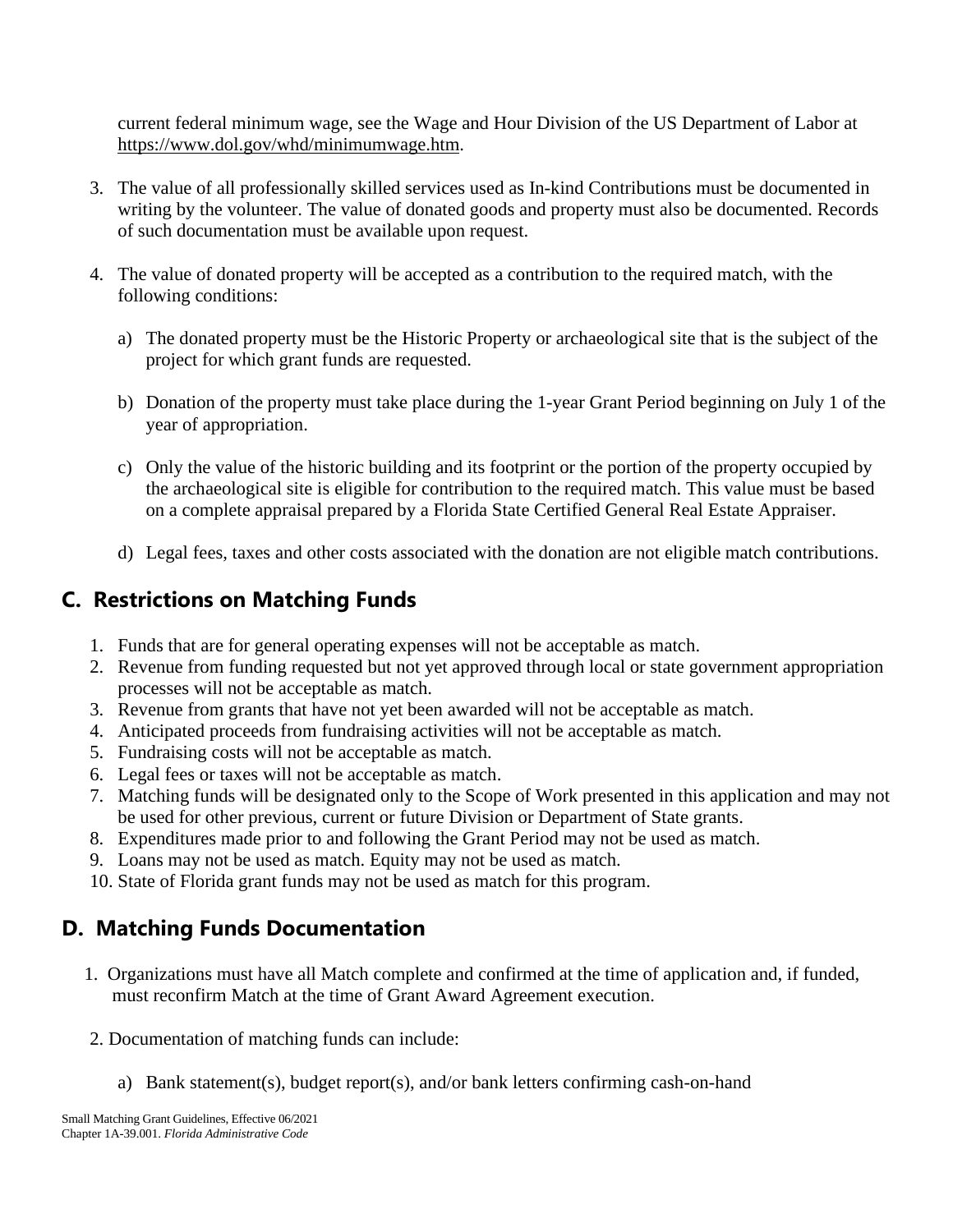current federal minimum wage, see the Wage and Hour Division of the US Department of Labor at https://www.dol.gov/whd/minimumwage.htm.

3. The value of all professionally skilled services used as In-kind Contributions must be documented in writing by the volunteer. The value of donated goods and property must also be documented. Records of such documentation must be available upon request.

4. The value of donated property will be accepted as a contribution to the required match, with the following conditions:

   a) The donated property must be the Historic Property or archaeological site that is the subject of the project for which grant funds are requested.

   b) Donation of the property must take place during the 1-year Grant Period beginning on July 1 of the year of appropriation.

   c) Only the value of the historic building and its footprint or the portion of the property occupied by the archaeological site is eligible for contribution to the required match. This value must be based on a complete appraisal prepared by a Florida State Certified General Real Estate Appraiser.

   d) Legal fees, taxes and other costs associated with the donation are not eligible match contributions.

## C. Restrictions on Matching Funds

1. Funds that are for general operating expenses will not be acceptable as match.
2. Revenue from funding requested but not yet approved through local or state government appropriation processes will not be acceptable as match.
3. Revenue from grants that have not yet been awarded will not be acceptable as match.
4. Anticipated proceeds from fundraising activities will not be acceptable as match.
5. Fundraising costs will not be acceptable as match.
6. Legal fees or taxes will not be acceptable as match.
7. Matching funds will be designated only to the Scope of Work presented in this application and may not be used for other previous, current or future Division or Department of State grants.
8. Expenditures made prior to and following the Grant Period may not be used as match.
9. Loans may not be used as match. Equity may not be used as match.
10. State of Florida grant funds may not be used as match for this program.

## D. Matching Funds Documentation

1. Organizations must have all Match complete and confirmed at the time of application and, if funded, must reconfirm Match at the time of Grant Award Agreement execution.

2. Documentation of matching funds can include:

   a) Bank statement(s), budget report(s), and/or bank letters confirming cash-on-hand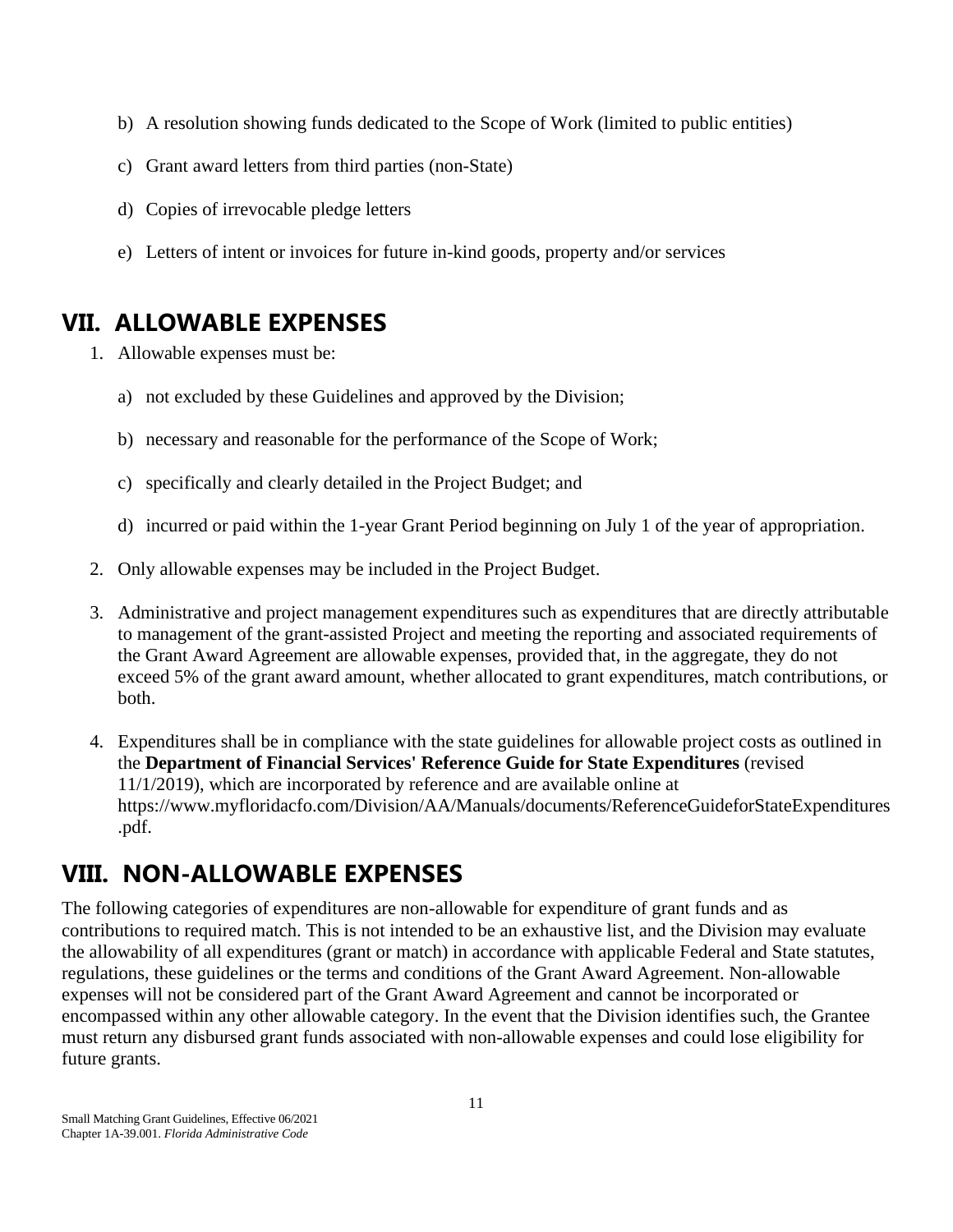b) A resolution showing funds dedicated to the Scope of Work (limited to public entities)

c) Grant award letters from third parties (non-State)

d) Copies of irrevocable pledge letters

e) Letters of intent or invoices for future in-kind goods, property and/or services

## VII. ALLOWABLE EXPENSES

1. Allowable expenses must be:

   a) not excluded by these Guidelines and approved by the Division;

   b) necessary and reasonable for the performance of the Scope of Work;

   c) specifically and clearly detailed in the Project Budget; and

   d) incurred or paid within the 1-year Grant Period beginning on July 1 of the year of appropriation.

2. Only allowable expenses may be included in the Project Budget.

3. Administrative and project management expenditures such as expenditures that are directly attributable to management of the grant-assisted Project and meeting the reporting and associated requirements of the Grant Award Agreement are allowable expenses, provided that, in the aggregate, they do not exceed 5% of the grant award amount, whether allocated to grant expenditures, match contributions, or both.

4. Expenditures shall be in compliance with the state guidelines for allowable project costs as outlined in the **Department of Financial Services' Reference Guide for State Expenditures** (revised 11/1/2019), which are incorporated by reference and are available online at https://www.myfloridacfo.com/Division/AA/Manuals/documents/ReferenceGuideforStateExpenditures.pdf.

## VIII. NON-ALLOWABLE EXPENSES

The following categories of expenditures are non-allowable for expenditure of grant funds and as contributions to required match. This is not intended to be an exhaustive list, and the Division may evaluate the allowability of all expenditures (grant or match) in accordance with applicable Federal and State statutes, regulations, these guidelines or the terms and conditions of the Grant Award Agreement. Non-allowable expenses will not be considered part of the Grant Award Agreement and cannot be incorporated or encompassed within any other allowable category. In the event that the Division identifies such, the Grantee must return any disbursed grant funds associated with non-allowable expenses and could lose eligibility for future grants.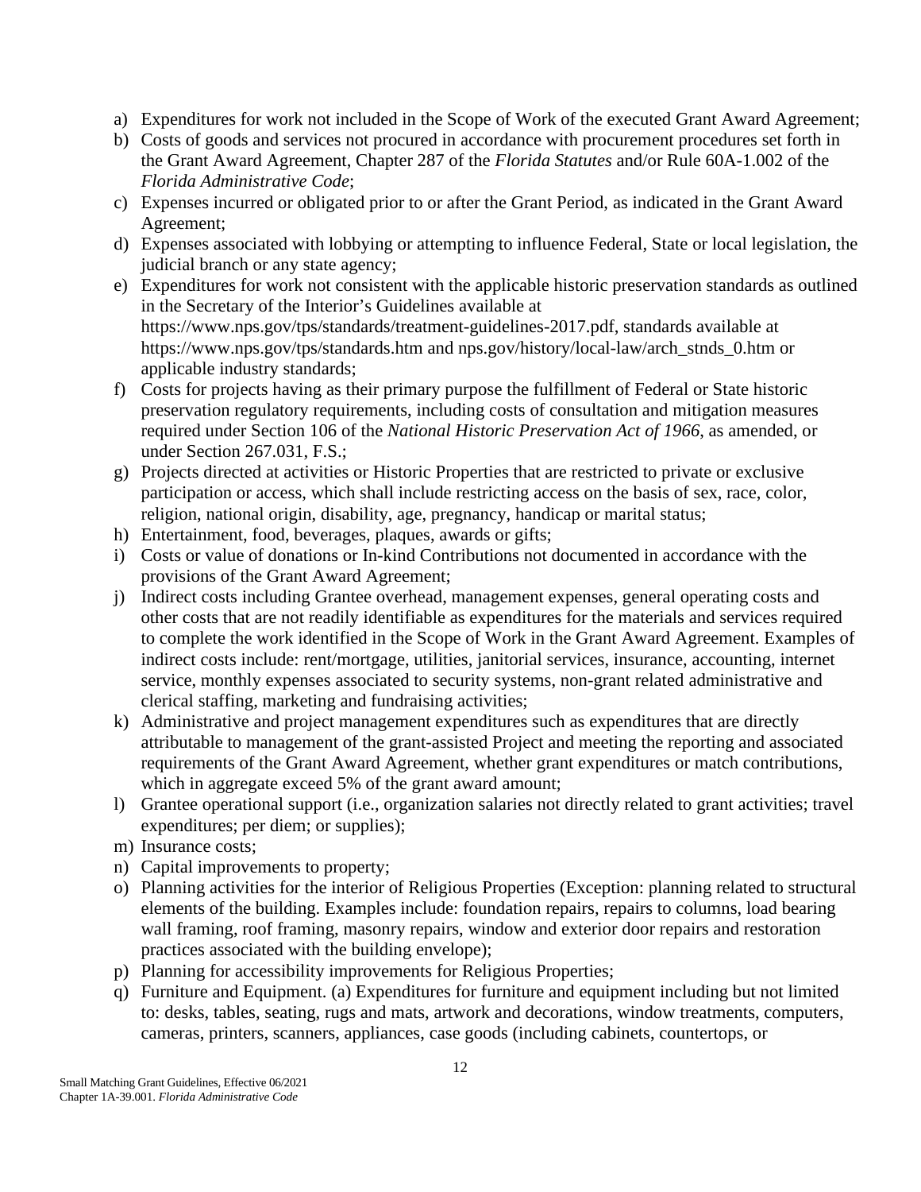a) Expenditures for work not included in the Scope of Work of the executed Grant Award Agreement;
b) Costs of goods and services not procured in accordance with procurement procedures set forth in the Grant Award Agreement, Chapter 287 of the *Florida Statutes* and/or Rule 60A-1.002 of the *Florida Administrative Code*;
c) Expenses incurred or obligated prior to or after the Grant Period, as indicated in the Grant Award Agreement;
d) Expenses associated with lobbying or attempting to influence Federal, State or local legislation, the judicial branch or any state agency;
e) Expenditures for work not consistent with the applicable historic preservation standards as outlined in the Secretary of the Interior's Guidelines available at https://www.nps.gov/tps/standards/treatment-guidelines-2017.pdf, standards available at https://www.nps.gov/tps/standards.htm and nps.gov/history/local-law/arch_stnds_0.htm or applicable industry standards;
f) Costs for projects having as their primary purpose the fulfillment of Federal or State historic preservation regulatory requirements, including costs of consultation and mitigation measures required under Section 106 of the *National Historic Preservation Act of 1966*, as amended, or under Section 267.031, F.S.;
g) Projects directed at activities or Historic Properties that are restricted to private or exclusive participation or access, which shall include restricting access on the basis of sex, race, color, religion, national origin, disability, age, pregnancy, handicap or marital status;
h) Entertainment, food, beverages, plaques, awards or gifts;
i) Costs or value of donations or In-kind Contributions not documented in accordance with the provisions of the Grant Award Agreement;
j) Indirect costs including Grantee overhead, management expenses, general operating costs and other costs that are not readily identifiable as expenditures for the materials and services required to complete the work identified in the Scope of Work in the Grant Award Agreement. Examples of indirect costs include: rent/mortgage, utilities, janitorial services, insurance, accounting, internet service, monthly expenses associated to security systems, non-grant related administrative and clerical staffing, marketing and fundraising activities;
k) Administrative and project management expenditures such as expenditures that are directly attributable to management of the grant-assisted Project and meeting the reporting and associated requirements of the Grant Award Agreement, whether grant expenditures or match contributions, which in aggregate exceed 5% of the grant award amount;
l) Grantee operational support (i.e., organization salaries not directly related to grant activities; travel expenditures; per diem; or supplies);
m) Insurance costs;
n) Capital improvements to property;
o) Planning activities for the interior of Religious Properties (Exception: planning related to structural elements of the building. Examples include: foundation repairs, repairs to columns, load bearing wall framing, roof framing, masonry repairs, window and exterior door repairs and restoration practices associated with the building envelope);
p) Planning for accessibility improvements for Religious Properties;
q) Furniture and Equipment. (a) Expenditures for furniture and equipment including but not limited to: desks, tables, seating, rugs and mats, artwork and decorations, window treatments, computers, cameras, printers, scanners, appliances, case goods (including cabinets, countertops, or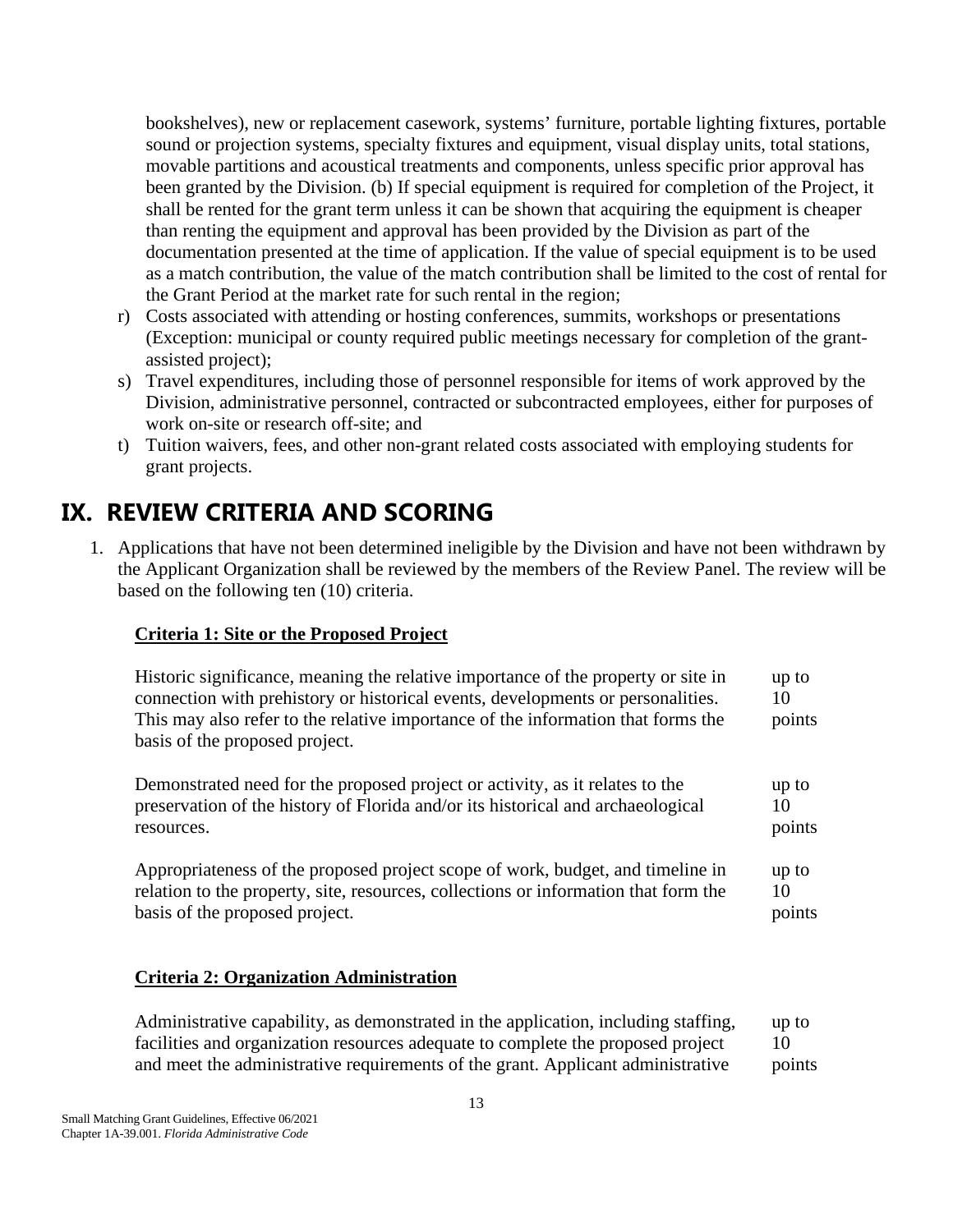bookshelves), new or replacement casework, systems' furniture, portable lighting fixtures, portable sound or projection systems, specialty fixtures and equipment, visual display units, total stations, movable partitions and acoustical treatments and components, unless specific prior approval has been granted by the Division. (b) If special equipment is required for completion of the Project, it shall be rented for the grant term unless it can be shown that acquiring the equipment is cheaper than renting the equipment and approval has been provided by the Division as part of the documentation presented at the time of application. If the value of special equipment is to be used as a match contribution, the value of the match contribution shall be limited to the cost of rental for the Grant Period at the market rate for such rental in the region;

r) Costs associated with attending or hosting conferences, summits, workshops or presentations (Exception: municipal or county required public meetings necessary for completion of the grant-assisted project);

s) Travel expenditures, including those of personnel responsible for items of work approved by the Division, administrative personnel, contracted or subcontracted employees, either for purposes of work on-site or research off-site; and

t) Tuition waivers, fees, and other non-grant related costs associated with employing students for grant projects.

# IX. REVIEW CRITERIA AND SCORING

1. Applications that have not been determined ineligible by the Division and have not been withdrawn by the Applicant Organization shall be reviewed by the members of the Review Panel. The review will be based on the following ten (10) criteria.

**<u>Criteria 1: Site or the Proposed Project</u>**

| | |
|---|---|
| Historic significance, meaning the relative importance of the property or site in connection with prehistory or historical events, developments or personalities. This may also refer to the relative importance of the information that forms the basis of the proposed project. | up to 10 points |
| Demonstrated need for the proposed project or activity, as it relates to the preservation of the history of Florida and/or its historical and archaeological resources. | up to 10 points |
| Appropriateness of the proposed project scope of work, budget, and timeline in relation to the property, site, resources, collections or information that form the basis of the proposed project. | up to 10 points |

**<u>Criteria 2: Organization Administration</u>**

| | |
|---|---|
| Administrative capability, as demonstrated in the application, including staffing, facilities and organization resources adequate to complete the proposed project and meet the administrative requirements of the grant. Applicant administrative | up to 10 points |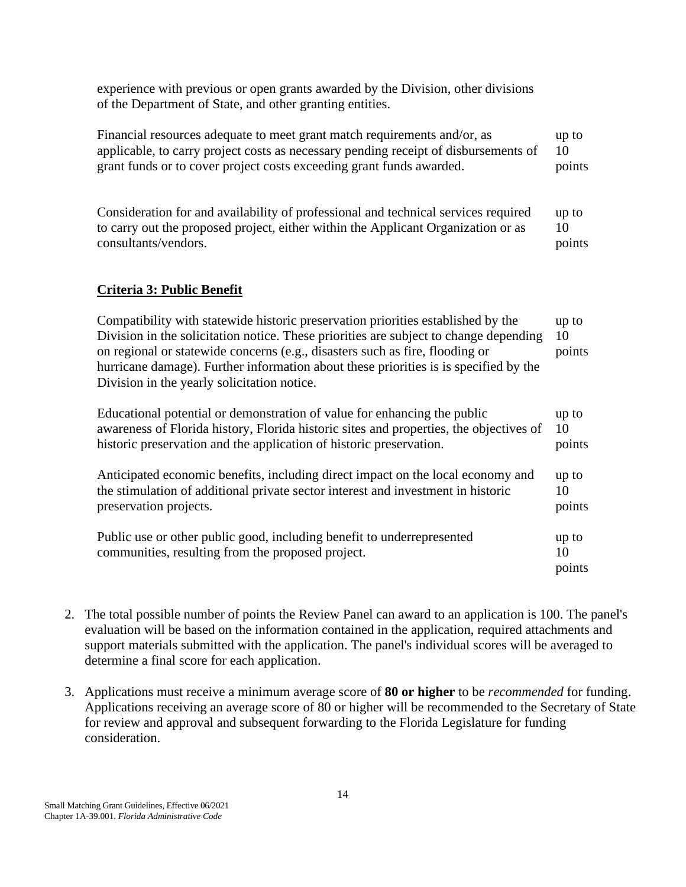experience with previous or open grants awarded by the Division, other divisions of the Department of State, and other granting entities.

| | |
|---|---|
| Financial resources adequate to meet grant match requirements and/or, as applicable, to carry project costs as necessary pending receipt of disbursements of grant funds or to cover project costs exceeding grant funds awarded. | up to 10 points |
| Consideration for and availability of professional and technical services required to carry out the proposed project, either within the Applicant Organization or as consultants/vendors. | up to 10 points |

**Criteria 3: Public Benefit**

| | |
|---|---|
| Compatibility with statewide historic preservation priorities established by the Division in the solicitation notice. These priorities are subject to change depending on regional or statewide concerns (e.g., disasters such as fire, flooding or hurricane damage). Further information about these priorities is is specified by the Division in the yearly solicitation notice. | up to 10 points |
| Educational potential or demonstration of value for enhancing the public awareness of Florida history, Florida historic sites and properties, the objectives of historic preservation and the application of historic preservation. | up to 10 points |
| Anticipated economic benefits, including direct impact on the local economy and the stimulation of additional private sector interest and investment in historic preservation projects. | up to 10 points |
| Public use or other public good, including benefit to underrepresented communities, resulting from the proposed project. | up to 10 points |

2. The total possible number of points the Review Panel can award to an application is 100. The panel's evaluation will be based on the information contained in the application, required attachments and support materials submitted with the application. The panel's individual scores will be averaged to determine a final score for each application.

3. Applications must receive a minimum average score of **80 or higher** to be *recommended* for funding. Applications receiving an average score of 80 or higher will be recommended to the Secretary of State for review and approval and subsequent forwarding to the Florida Legislature for funding consideration.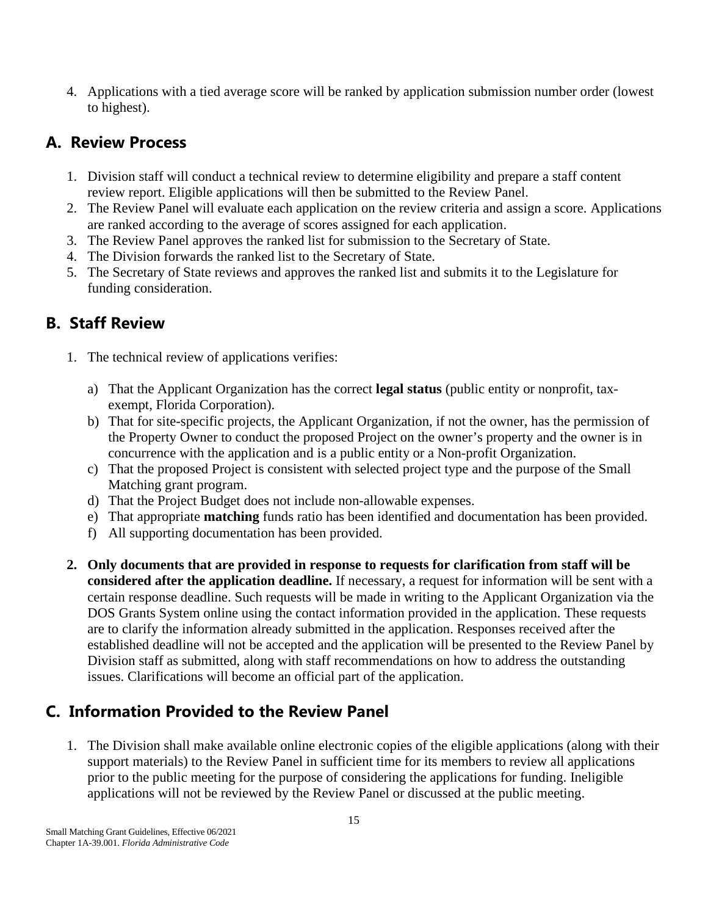4. Applications with a tied average score will be ranked by application submission number order (lowest to highest).

## A. Review Process

1. Division staff will conduct a technical review to determine eligibility and prepare a staff content review report. Eligible applications will then be submitted to the Review Panel.
2. The Review Panel will evaluate each application on the review criteria and assign a score. Applications are ranked according to the average of scores assigned for each application.
3. The Review Panel approves the ranked list for submission to the Secretary of State.
4. The Division forwards the ranked list to the Secretary of State.
5. The Secretary of State reviews and approves the ranked list and submits it to the Legislature for funding consideration.

## B. Staff Review

1. The technical review of applications verifies:

    a) That the Applicant Organization has the correct **legal status** (public entity or nonprofit, tax-exempt, Florida Corporation).
    b) That for site-specific projects, the Applicant Organization, if not the owner, has the permission of the Property Owner to conduct the proposed Project on the owner's property and the owner is in concurrence with the application and is a public entity or a Non-profit Organization.
    c) That the proposed Project is consistent with selected project type and the purpose of the Small Matching grant program.
    d) That the Project Budget does not include non-allowable expenses.
    e) That appropriate **matching** funds ratio has been identified and documentation has been provided.
    f) All supporting documentation has been provided.

2. **Only documents that are provided in response to requests for clarification from staff will be considered after the application deadline.** If necessary, a request for information will be sent with a certain response deadline. Such requests will be made in writing to the Applicant Organization via the DOS Grants System online using the contact information provided in the application. These requests are to clarify the information already submitted in the application. Responses received after the established deadline will not be accepted and the application will be presented to the Review Panel by Division staff as submitted, along with staff recommendations on how to address the outstanding issues. Clarifications will become an official part of the application.

## C. Information Provided to the Review Panel

1. The Division shall make available online electronic copies of the eligible applications (along with their support materials) to the Review Panel in sufficient time for its members to review all applications prior to the public meeting for the purpose of considering the applications for funding. Ineligible applications will not be reviewed by the Review Panel or discussed at the public meeting.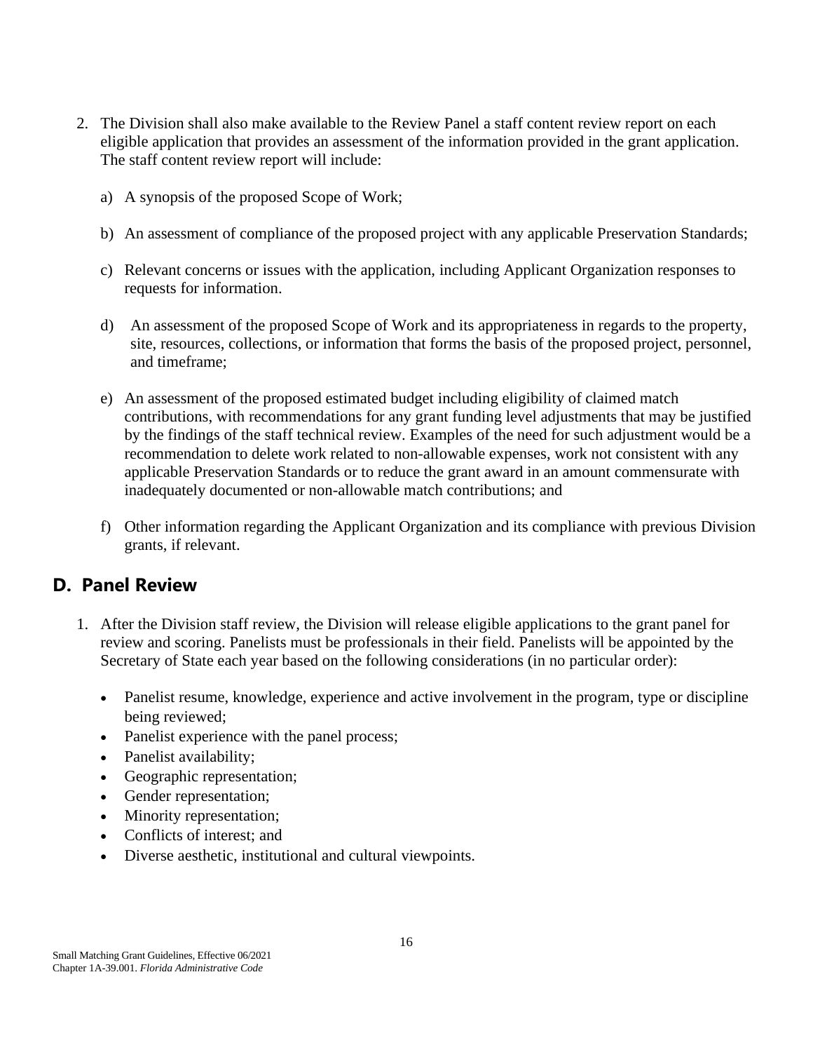2. The Division shall also make available to the Review Panel a staff content review report on each eligible application that provides an assessment of the information provided in the grant application. The staff content review report will include:

   a) A synopsis of the proposed Scope of Work;

   b) An assessment of compliance of the proposed project with any applicable Preservation Standards;

   c) Relevant concerns or issues with the application, including Applicant Organization responses to requests for information.

   d) An assessment of the proposed Scope of Work and its appropriateness in regards to the property, site, resources, collections, or information that forms the basis of the proposed project, personnel, and timeframe;

   e) An assessment of the proposed estimated budget including eligibility of claimed match contributions, with recommendations for any grant funding level adjustments that may be justified by the findings of the staff technical review. Examples of the need for such adjustment would be a recommendation to delete work related to non-allowable expenses, work not consistent with any applicable Preservation Standards or to reduce the grant award in an amount commensurate with inadequately documented or non-allowable match contributions; and

   f) Other information regarding the Applicant Organization and its compliance with previous Division grants, if relevant.

## D. Panel Review

1. After the Division staff review, the Division will release eligible applications to the grant panel for review and scoring. Panelists must be professionals in their field. Panelists will be appointed by the Secretary of State each year based on the following considerations (in no particular order):

   - Panelist resume, knowledge, experience and active involvement in the program, type or discipline being reviewed;
   - Panelist experience with the panel process;
   - Panelist availability;
   - Geographic representation;
   - Gender representation;
   - Minority representation;
   - Conflicts of interest; and
   - Diverse aesthetic, institutional and cultural viewpoints.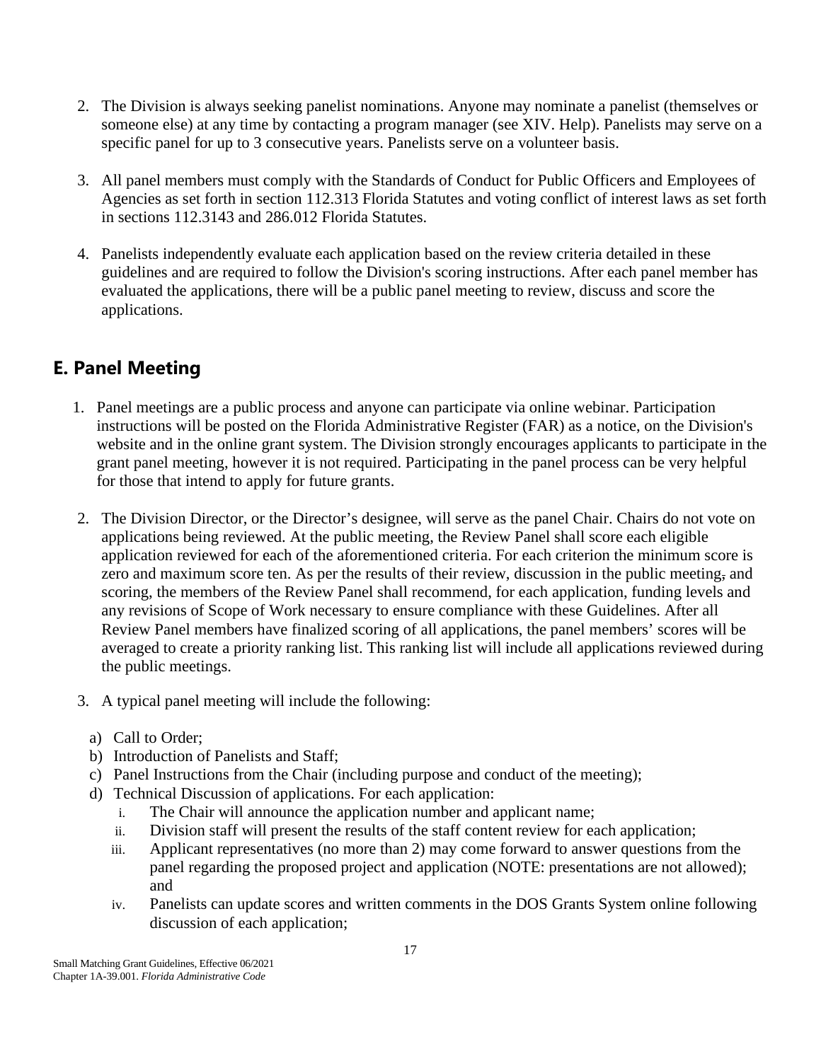2. The Division is always seeking panelist nominations. Anyone may nominate a panelist (themselves or someone else) at any time by contacting a program manager (see XIV. Help). Panelists may serve on a specific panel for up to 3 consecutive years. Panelists serve on a volunteer basis.

3. All panel members must comply with the Standards of Conduct for Public Officers and Employees of Agencies as set forth in section 112.313 Florida Statutes and voting conflict of interest laws as set forth in sections 112.3143 and 286.012 Florida Statutes.

4. Panelists independently evaluate each application based on the review criteria detailed in these guidelines and are required to follow the Division's scoring instructions. After each panel member has evaluated the applications, there will be a public panel meeting to review, discuss and score the applications.

## E. Panel Meeting

1. Panel meetings are a public process and anyone can participate via online webinar. Participation instructions will be posted on the Florida Administrative Register (FAR) as a notice, on the Division's website and in the online grant system. The Division strongly encourages applicants to participate in the grant panel meeting, however it is not required. Participating in the panel process can be very helpful for those that intend to apply for future grants.

2. The Division Director, or the Director's designee, will serve as the panel Chair. Chairs do not vote on applications being reviewed. At the public meeting, the Review Panel shall score each eligible application reviewed for each of the aforementioned criteria. For each criterion the minimum score is zero and maximum score ten. As per the results of their review, discussion in the public meeting, and scoring, the members of the Review Panel shall recommend, for each application, funding levels and any revisions of Scope of Work necessary to ensure compliance with these Guidelines. After all Review Panel members have finalized scoring of all applications, the panel members' scores will be averaged to create a priority ranking list. This ranking list will include all applications reviewed during the public meetings.

3. A typical panel meeting will include the following:

   a) Call to Order;
   b) Introduction of Panelists and Staff;
   c) Panel Instructions from the Chair (including purpose and conduct of the meeting);
   d) Technical Discussion of applications. For each application:
      i. The Chair will announce the application number and applicant name;
      ii. Division staff will present the results of the staff content review for each application;
      iii. Applicant representatives (no more than 2) may come forward to answer questions from the panel regarding the proposed project and application (NOTE: presentations are not allowed); and
      iv. Panelists can update scores and written comments in the DOS Grants System online following discussion of each application;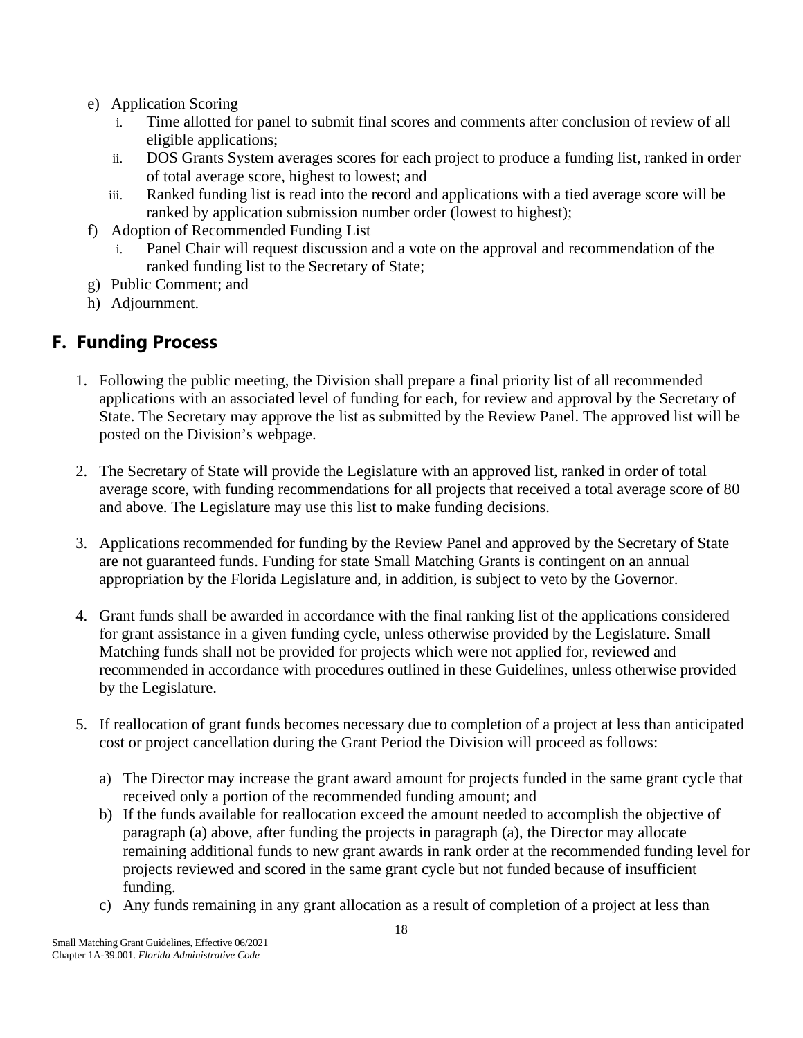e) Application Scoring
   i. Time allotted for panel to submit final scores and comments after conclusion of review of all eligible applications;
   ii. DOS Grants System averages scores for each project to produce a funding list, ranked in order of total average score, highest to lowest; and
   iii. Ranked funding list is read into the record and applications with a tied average score will be ranked by application submission number order (lowest to highest);

f) Adoption of Recommended Funding List
   i. Panel Chair will request discussion and a vote on the approval and recommendation of the ranked funding list to the Secretary of State;

g) Public Comment; and

h) Adjournment.

## F. Funding Process

1. Following the public meeting, the Division shall prepare a final priority list of all recommended applications with an associated level of funding for each, for review and approval by the Secretary of State. The Secretary may approve the list as submitted by the Review Panel. The approved list will be posted on the Division's webpage.

2. The Secretary of State will provide the Legislature with an approved list, ranked in order of total average score, with funding recommendations for all projects that received a total average score of 80 and above. The Legislature may use this list to make funding decisions.

3. Applications recommended for funding by the Review Panel and approved by the Secretary of State are not guaranteed funds. Funding for state Small Matching Grants is contingent on an annual appropriation by the Florida Legislature and, in addition, is subject to veto by the Governor.

4. Grant funds shall be awarded in accordance with the final ranking list of the applications considered for grant assistance in a given funding cycle, unless otherwise provided by the Legislature. Small Matching funds shall not be provided for projects which were not applied for, reviewed and recommended in accordance with procedures outlined in these Guidelines, unless otherwise provided by the Legislature.

5. If reallocation of grant funds becomes necessary due to completion of a project at less than anticipated cost or project cancellation during the Grant Period the Division will proceed as follows:

   a) The Director may increase the grant award amount for projects funded in the same grant cycle that received only a portion of the recommended funding amount; and
   b) If the funds available for reallocation exceed the amount needed to accomplish the objective of paragraph (a) above, after funding the projects in paragraph (a), the Director may allocate remaining additional funds to new grant awards in rank order at the recommended funding level for projects reviewed and scored in the same grant cycle but not funded because of insufficient funding.
   c) Any funds remaining in any grant allocation as a result of completion of a project at less than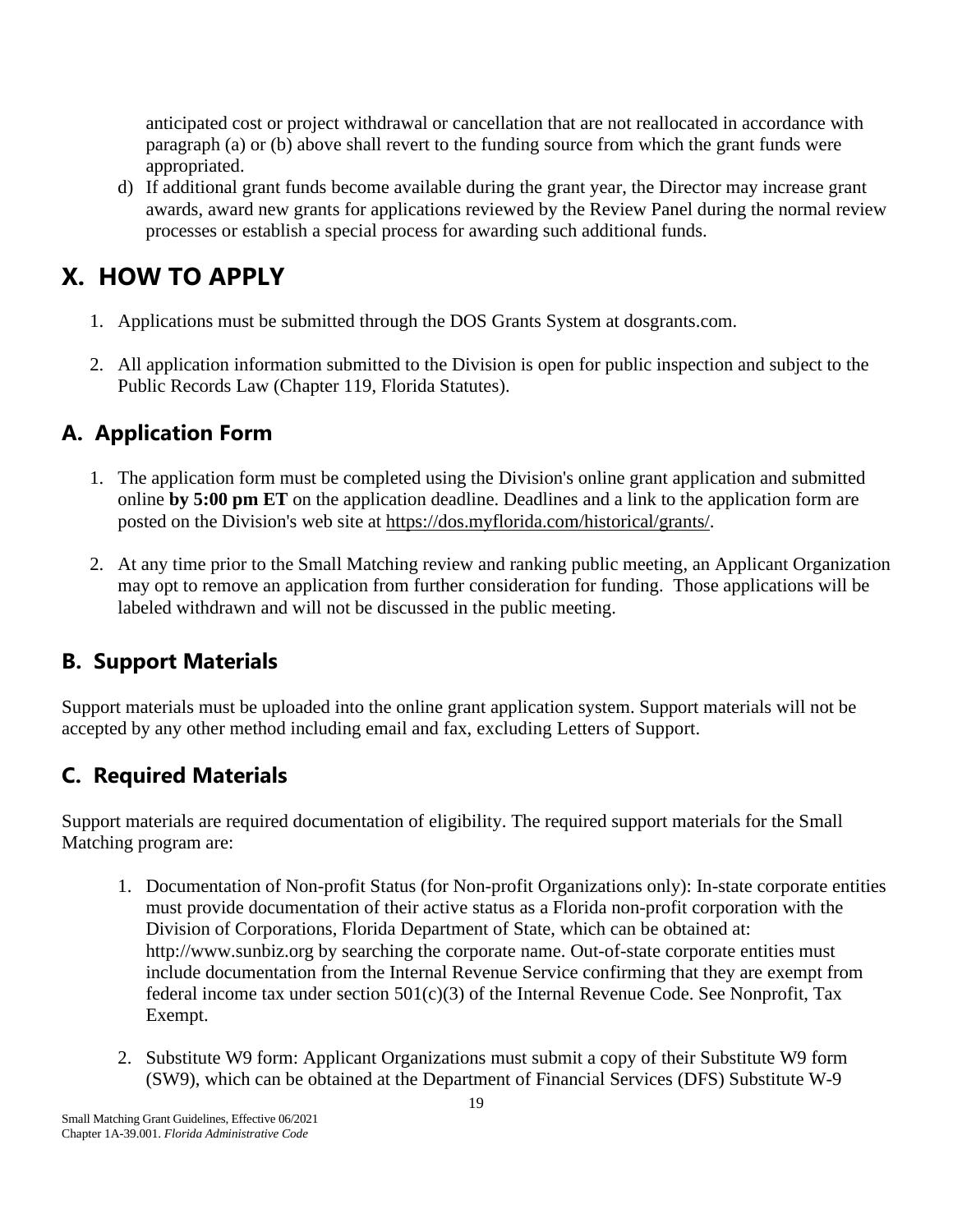anticipated cost or project withdrawal or cancellation that are not reallocated in accordance with paragraph (a) or (b) above shall revert to the funding source from which the grant funds were appropriated.

d) If additional grant funds become available during the grant year, the Director may increase grant awards, award new grants for applications reviewed by the Review Panel during the normal review processes or establish a special process for awarding such additional funds.

# X. HOW TO APPLY

1. Applications must be submitted through the DOS Grants System at dosgrants.com.

2. All application information submitted to the Division is open for public inspection and subject to the Public Records Law (Chapter 119, Florida Statutes).

## A. Application Form

1. The application form must be completed using the Division's online grant application and submitted online **by 5:00 pm ET** on the application deadline. Deadlines and a link to the application form are posted on the Division's web site at https://dos.myflorida.com/historical/grants/.

2. At any time prior to the Small Matching review and ranking public meeting, an Applicant Organization may opt to remove an application from further consideration for funding. Those applications will be labeled withdrawn and will not be discussed in the public meeting.

## B. Support Materials

Support materials must be uploaded into the online grant application system. Support materials will not be accepted by any other method including email and fax, excluding Letters of Support.

## C. Required Materials

Support materials are required documentation of eligibility. The required support materials for the Small Matching program are:

1. Documentation of Non-profit Status (for Non-profit Organizations only): In-state corporate entities must provide documentation of their active status as a Florida non-profit corporation with the Division of Corporations, Florida Department of State, which can be obtained at: http://www.sunbiz.org by searching the corporate name. Out-of-state corporate entities must include documentation from the Internal Revenue Service confirming that they are exempt from federal income tax under section 501(c)(3) of the Internal Revenue Code. See Nonprofit, Tax Exempt.

2. Substitute W9 form: Applicant Organizations must submit a copy of their Substitute W9 form (SW9), which can be obtained at the Department of Financial Services (DFS) Substitute W-9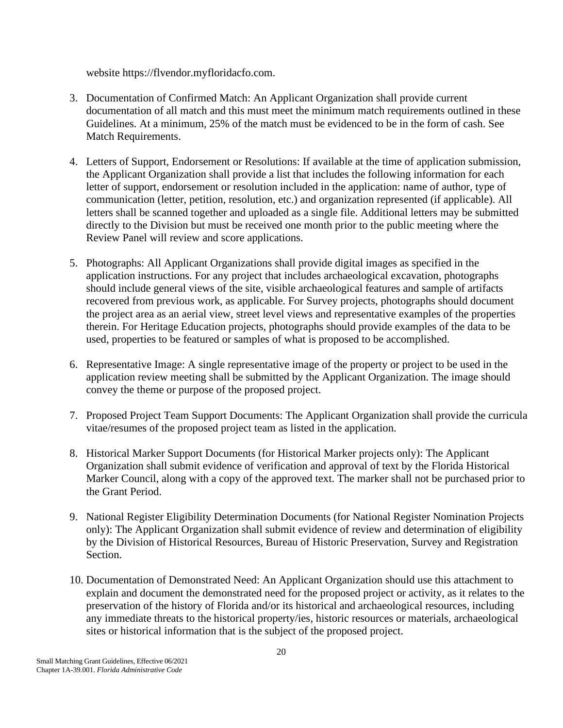website https://flvendor.myfloridacfo.com.

3. Documentation of Confirmed Match: An Applicant Organization shall provide current documentation of all match and this must meet the minimum match requirements outlined in these Guidelines. At a minimum, 25% of the match must be evidenced to be in the form of cash. See Match Requirements.

4. Letters of Support, Endorsement or Resolutions: If available at the time of application submission, the Applicant Organization shall provide a list that includes the following information for each letter of support, endorsement or resolution included in the application: name of author, type of communication (letter, petition, resolution, etc.) and organization represented (if applicable). All letters shall be scanned together and uploaded as a single file. Additional letters may be submitted directly to the Division but must be received one month prior to the public meeting where the Review Panel will review and score applications.

5. Photographs: All Applicant Organizations shall provide digital images as specified in the application instructions. For any project that includes archaeological excavation, photographs should include general views of the site, visible archaeological features and sample of artifacts recovered from previous work, as applicable. For Survey projects, photographs should document the project area as an aerial view, street level views and representative examples of the properties therein. For Heritage Education projects, photographs should provide examples of the data to be used, properties to be featured or samples of what is proposed to be accomplished.

6. Representative Image: A single representative image of the property or project to be used in the application review meeting shall be submitted by the Applicant Organization. The image should convey the theme or purpose of the proposed project.

7. Proposed Project Team Support Documents: The Applicant Organization shall provide the curricula vitae/resumes of the proposed project team as listed in the application.

8. Historical Marker Support Documents (for Historical Marker projects only): The Applicant Organization shall submit evidence of verification and approval of text by the Florida Historical Marker Council, along with a copy of the approved text. The marker shall not be purchased prior to the Grant Period.

9. National Register Eligibility Determination Documents (for National Register Nomination Projects only): The Applicant Organization shall submit evidence of review and determination of eligibility by the Division of Historical Resources, Bureau of Historic Preservation, Survey and Registration Section.

10. Documentation of Demonstrated Need: An Applicant Organization should use this attachment to explain and document the demonstrated need for the proposed project or activity, as it relates to the preservation of the history of Florida and/or its historical and archaeological resources, including any immediate threats to the historical property/ies, historic resources or materials, archaeological sites or historical information that is the subject of the proposed project.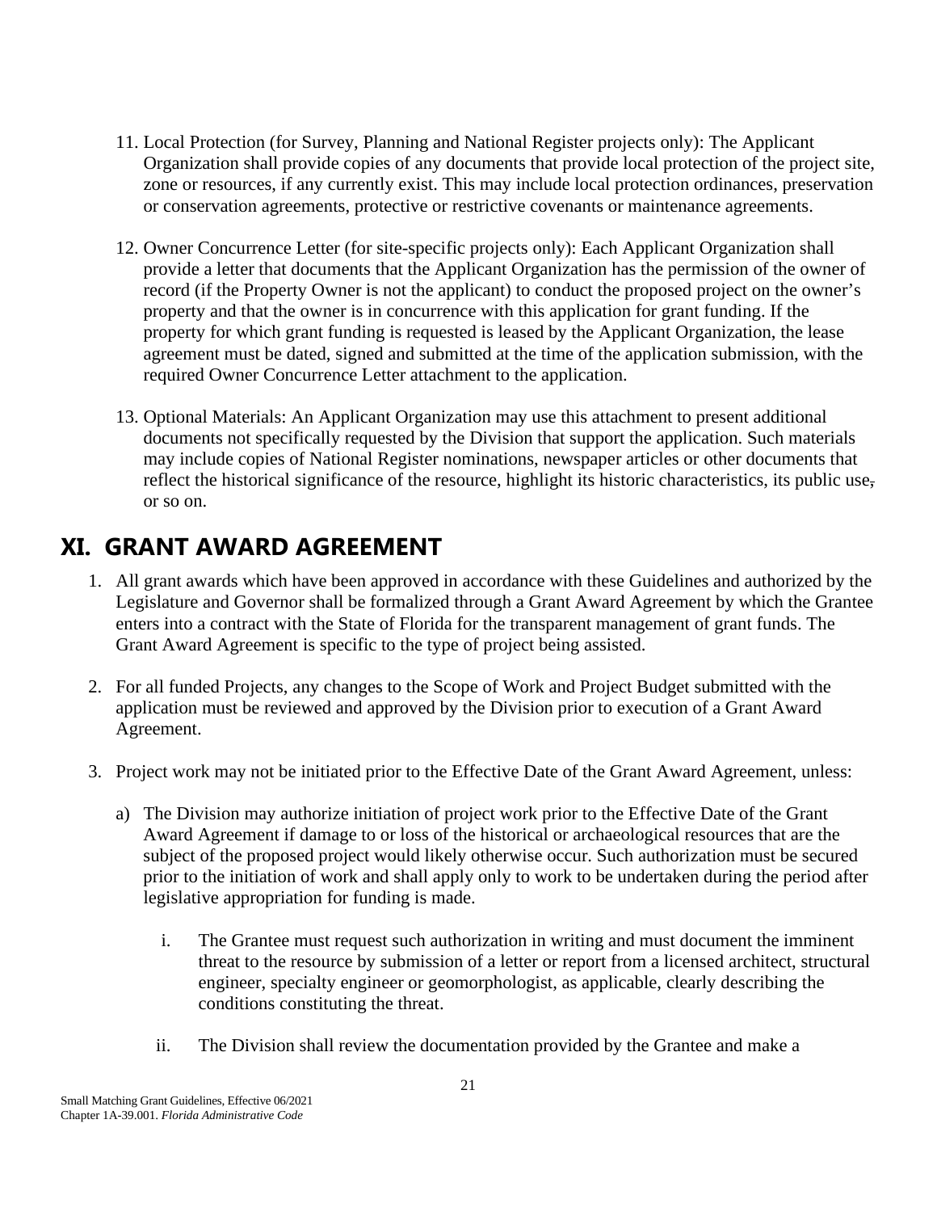11. Local Protection (for Survey, Planning and National Register projects only): The Applicant Organization shall provide copies of any documents that provide local protection of the project site, zone or resources, if any currently exist. This may include local protection ordinances, preservation or conservation agreements, protective or restrictive covenants or maintenance agreements.

12. Owner Concurrence Letter (for site-specific projects only): Each Applicant Organization shall provide a letter that documents that the Applicant Organization has the permission of the owner of record (if the Property Owner is not the applicant) to conduct the proposed project on the owner's property and that the owner is in concurrence with this application for grant funding. If the property for which grant funding is requested is leased by the Applicant Organization, the lease agreement must be dated, signed and submitted at the time of the application submission, with the required Owner Concurrence Letter attachment to the application.

13. Optional Materials: An Applicant Organization may use this attachment to present additional documents not specifically requested by the Division that support the application. Such materials may include copies of National Register nominations, newspaper articles or other documents that reflect the historical significance of the resource, highlight its historic characteristics, its public use, or so on.

## XI. GRANT AWARD AGREEMENT

1. All grant awards which have been approved in accordance with these Guidelines and authorized by the Legislature and Governor shall be formalized through a Grant Award Agreement by which the Grantee enters into a contract with the State of Florida for the transparent management of grant funds. The Grant Award Agreement is specific to the type of project being assisted.

2. For all funded Projects, any changes to the Scope of Work and Project Budget submitted with the application must be reviewed and approved by the Division prior to execution of a Grant Award Agreement.

3. Project work may not be initiated prior to the Effective Date of the Grant Award Agreement, unless:

   a) The Division may authorize initiation of project work prior to the Effective Date of the Grant Award Agreement if damage to or loss of the historical or archaeological resources that are the subject of the proposed project would likely otherwise occur. Such authorization must be secured prior to the initiation of work and shall apply only to work to be undertaken during the period after legislative appropriation for funding is made.

      i. The Grantee must request such authorization in writing and must document the imminent threat to the resource by submission of a letter or report from a licensed architect, structural engineer, specialty engineer or geomorphologist, as applicable, clearly describing the conditions constituting the threat.

      ii. The Division shall review the documentation provided by the Grantee and make a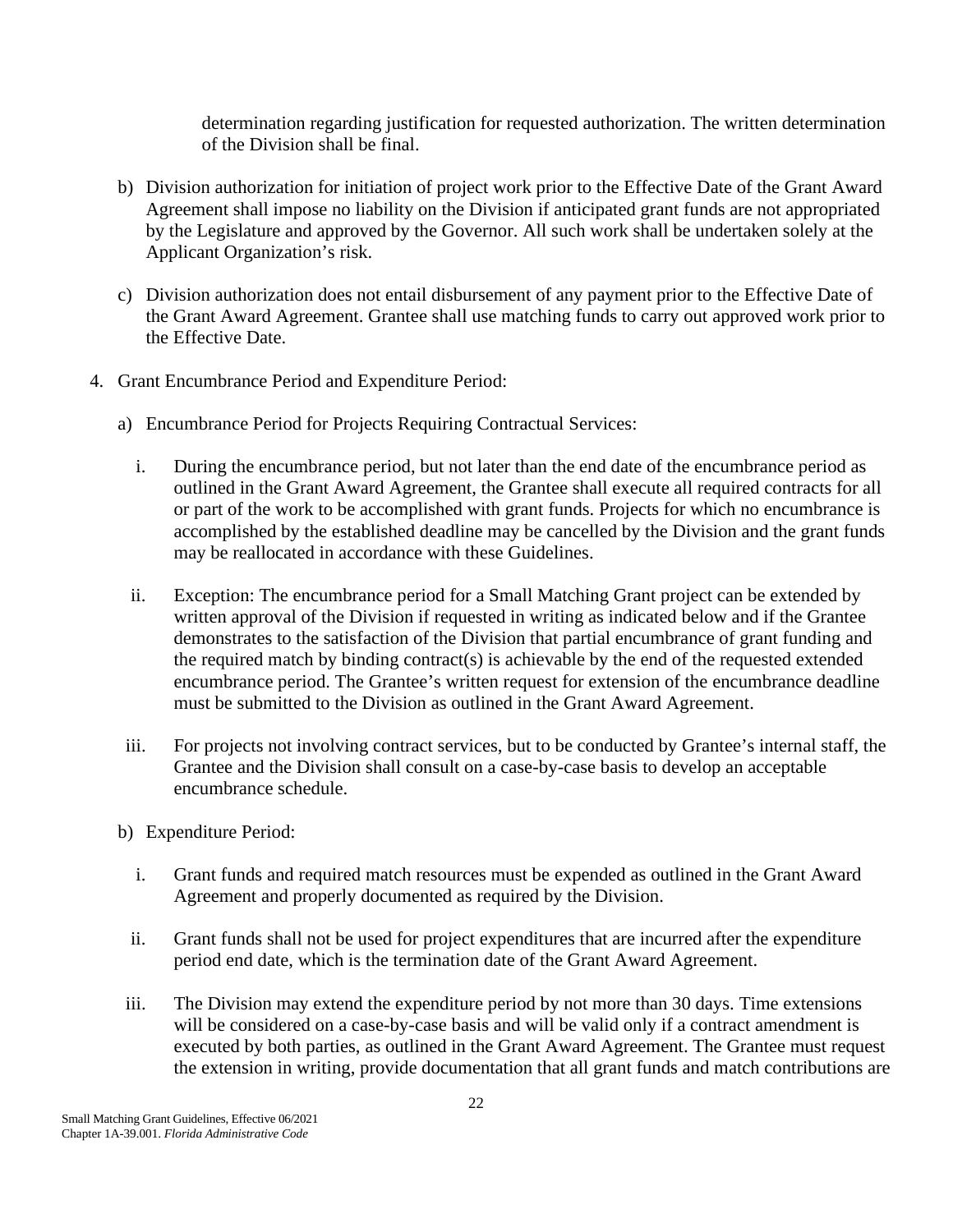determination regarding justification for requested authorization. The written determination of the Division shall be final.

b) Division authorization for initiation of project work prior to the Effective Date of the Grant Award Agreement shall impose no liability on the Division if anticipated grant funds are not appropriated by the Legislature and approved by the Governor. All such work shall be undertaken solely at the Applicant Organization's risk.

c) Division authorization does not entail disbursement of any payment prior to the Effective Date of the Grant Award Agreement. Grantee shall use matching funds to carry out approved work prior to the Effective Date.

4. Grant Encumbrance Period and Expenditure Period:

   a) Encumbrance Period for Projects Requiring Contractual Services:

      i. During the encumbrance period, but not later than the end date of the encumbrance period as outlined in the Grant Award Agreement, the Grantee shall execute all required contracts for all or part of the work to be accomplished with grant funds. Projects for which no encumbrance is accomplished by the established deadline may be cancelled by the Division and the grant funds may be reallocated in accordance with these Guidelines.

      ii. Exception: The encumbrance period for a Small Matching Grant project can be extended by written approval of the Division if requested in writing as indicated below and if the Grantee demonstrates to the satisfaction of the Division that partial encumbrance of grant funding and the required match by binding contract(s) is achievable by the end of the requested extended encumbrance period. The Grantee's written request for extension of the encumbrance deadline must be submitted to the Division as outlined in the Grant Award Agreement.

      iii. For projects not involving contract services, but to be conducted by Grantee's internal staff, the Grantee and the Division shall consult on a case-by-case basis to develop an acceptable encumbrance schedule.

   b) Expenditure Period:

      i. Grant funds and required match resources must be expended as outlined in the Grant Award Agreement and properly documented as required by the Division.

      ii. Grant funds shall not be used for project expenditures that are incurred after the expenditure period end date, which is the termination date of the Grant Award Agreement.

      iii. The Division may extend the expenditure period by not more than 30 days. Time extensions will be considered on a case-by-case basis and will be valid only if a contract amendment is executed by both parties, as outlined in the Grant Award Agreement. The Grantee must request the extension in writing, provide documentation that all grant funds and match contributions are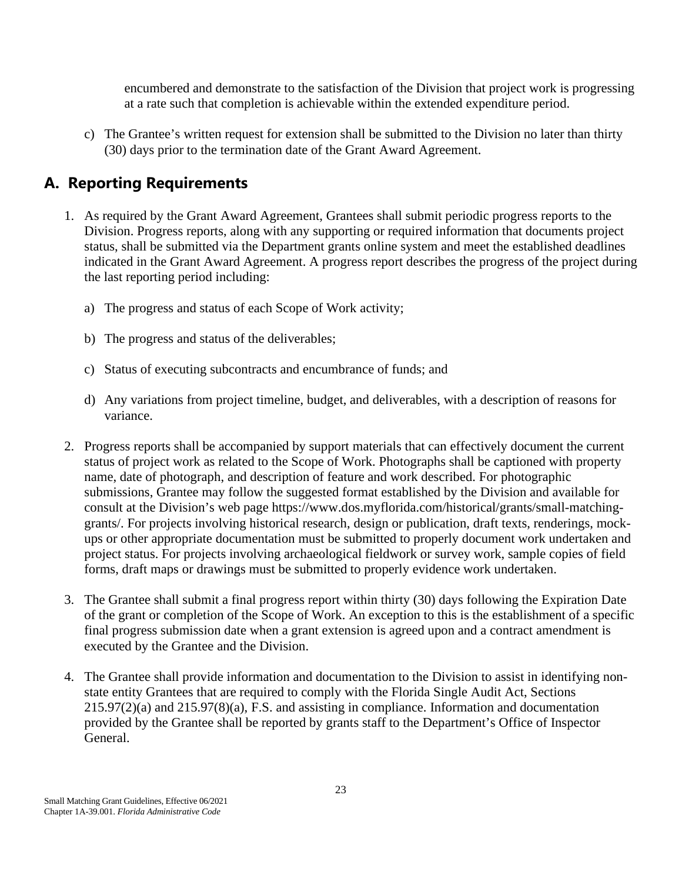encumbered and demonstrate to the satisfaction of the Division that project work is progressing at a rate such that completion is achievable within the extended expenditure period.

c) The Grantee's written request for extension shall be submitted to the Division no later than thirty (30) days prior to the termination date of the Grant Award Agreement.

## A. Reporting Requirements

1. As required by the Grant Award Agreement, Grantees shall submit periodic progress reports to the Division. Progress reports, along with any supporting or required information that documents project status, shall be submitted via the Department grants online system and meet the established deadlines indicated in the Grant Award Agreement. A progress report describes the progress of the project during the last reporting period including:

   a) The progress and status of each Scope of Work activity;

   b) The progress and status of the deliverables;

   c) Status of executing subcontracts and encumbrance of funds; and

   d) Any variations from project timeline, budget, and deliverables, with a description of reasons for variance.

2. Progress reports shall be accompanied by support materials that can effectively document the current status of project work as related to the Scope of Work. Photographs shall be captioned with property name, date of photograph, and description of feature and work described. For photographic submissions, Grantee may follow the suggested format established by the Division and available for consult at the Division's web page https://www.dos.myflorida.com/historical/grants/small-matching-grants/. For projects involving historical research, design or publication, draft texts, renderings, mock-ups or other appropriate documentation must be submitted to properly document work undertaken and project status. For projects involving archaeological fieldwork or survey work, sample copies of field forms, draft maps or drawings must be submitted to properly evidence work undertaken.

3. The Grantee shall submit a final progress report within thirty (30) days following the Expiration Date of the grant or completion of the Scope of Work. An exception to this is the establishment of a specific final progress submission date when a grant extension is agreed upon and a contract amendment is executed by the Grantee and the Division.

4. The Grantee shall provide information and documentation to the Division to assist in identifying non-state entity Grantees that are required to comply with the Florida Single Audit Act, Sections 215.97(2)(a) and 215.97(8)(a), F.S. and assisting in compliance. Information and documentation provided by the Grantee shall be reported by grants staff to the Department's Office of Inspector General.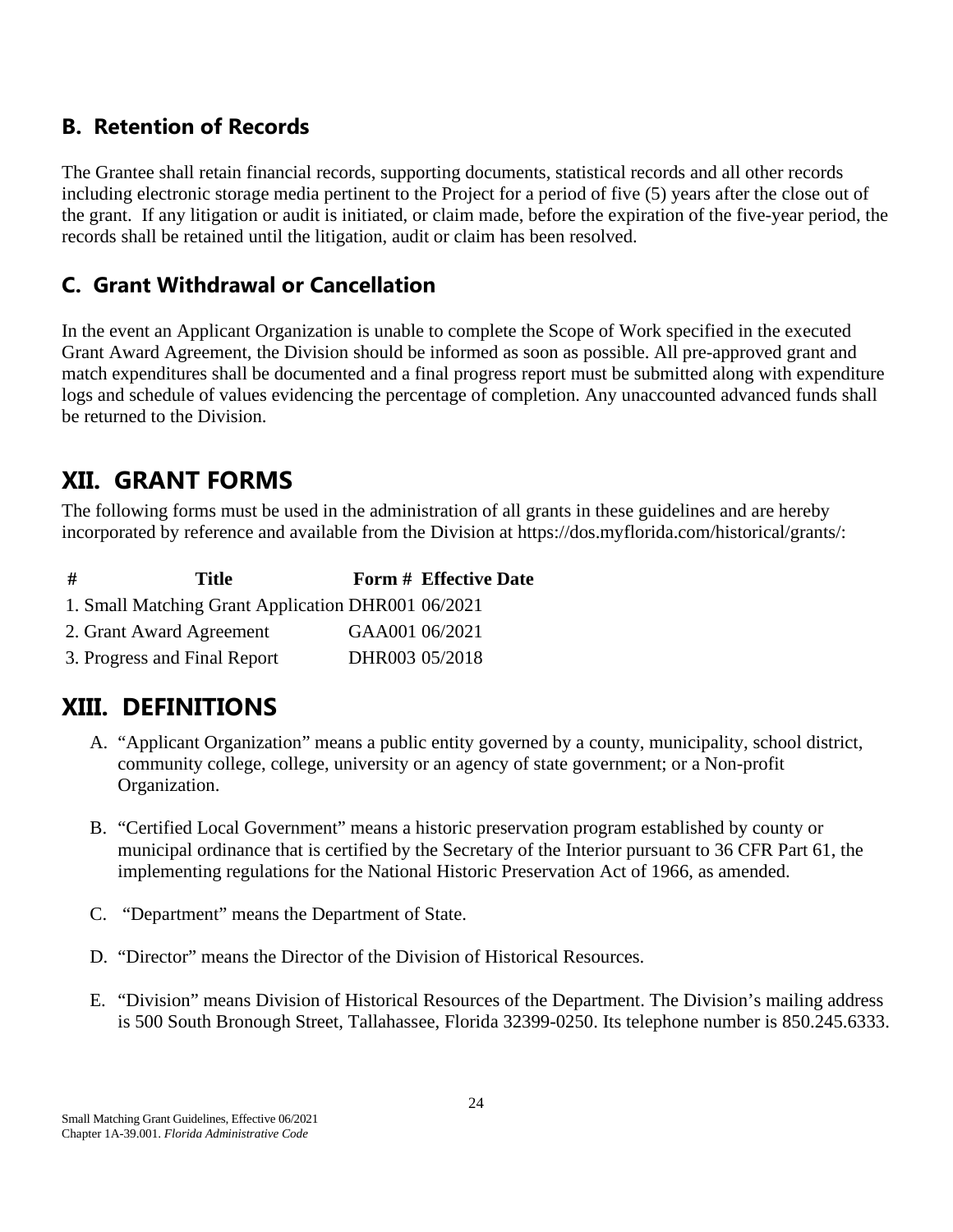## B. Retention of Records

The Grantee shall retain financial records, supporting documents, statistical records and all other records including electronic storage media pertinent to the Project for a period of five (5) years after the close out of the grant. If any litigation or audit is initiated, or claim made, before the expiration of the five-year period, the records shall be retained until the litigation, audit or claim has been resolved.

## C. Grant Withdrawal or Cancellation

In the event an Applicant Organization is unable to complete the Scope of Work specified in the executed Grant Award Agreement, the Division should be informed as soon as possible. All pre-approved grant and match expenditures shall be documented and a final progress report must be submitted along with expenditure logs and schedule of values evidencing the percentage of completion. Any unaccounted advanced funds shall be returned to the Division.

# XII. GRANT FORMS

The following forms must be used in the administration of all grants in these guidelines and are hereby incorporated by reference and available from the Division at https://dos.myflorida.com/historical/grants/:

| # | Title | Form # | Effective Date |
|---|---|---|---|
| 1. | Small Matching Grant Application | DHR001 | 06/2021 |
| 2. | Grant Award Agreement | GAA001 | 06/2021 |
| 3. | Progress and Final Report | DHR003 | 05/2018 |

# XIII. DEFINITIONS

A. "Applicant Organization" means a public entity governed by a county, municipality, school district, community college, college, university or an agency of state government; or a Non-profit Organization.

B. "Certified Local Government" means a historic preservation program established by county or municipal ordinance that is certified by the Secretary of the Interior pursuant to 36 CFR Part 61, the implementing regulations for the National Historic Preservation Act of 1966, as amended.

C. "Department" means the Department of State.

D. "Director" means the Director of the Division of Historical Resources.

E. "Division" means Division of Historical Resources of the Department. The Division's mailing address is 500 South Bronough Street, Tallahassee, Florida 32399-0250. Its telephone number is 850.245.6333.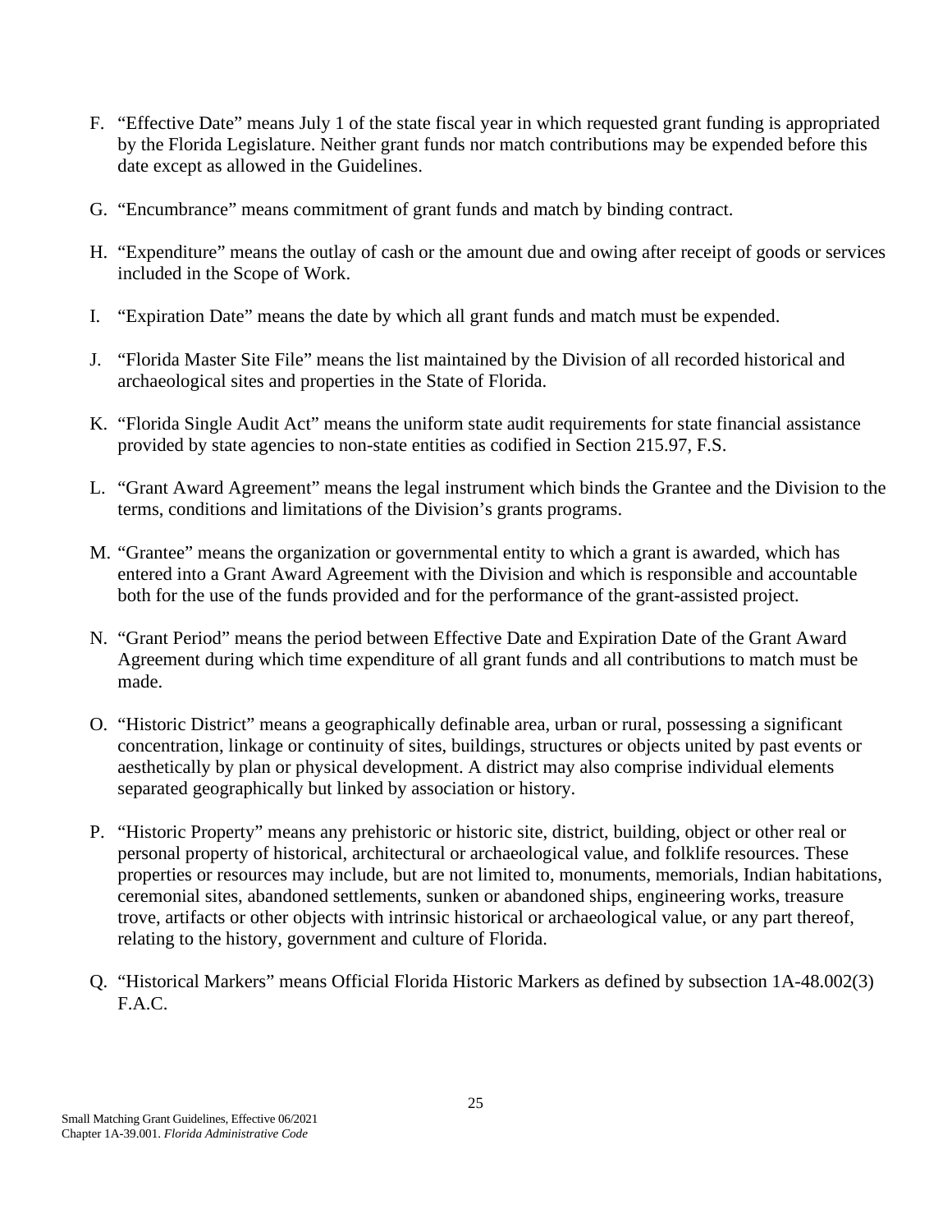F. "Effective Date" means July 1 of the state fiscal year in which requested grant funding is appropriated by the Florida Legislature. Neither grant funds nor match contributions may be expended before this date except as allowed in the Guidelines.

G. "Encumbrance" means commitment of grant funds and match by binding contract.

H. "Expenditure" means the outlay of cash or the amount due and owing after receipt of goods or services included in the Scope of Work.

I. "Expiration Date" means the date by which all grant funds and match must be expended.

J. "Florida Master Site File" means the list maintained by the Division of all recorded historical and archaeological sites and properties in the State of Florida.

K. "Florida Single Audit Act" means the uniform state audit requirements for state financial assistance provided by state agencies to non-state entities as codified in Section 215.97, F.S.

L. "Grant Award Agreement" means the legal instrument which binds the Grantee and the Division to the terms, conditions and limitations of the Division's grants programs.

M. "Grantee" means the organization or governmental entity to which a grant is awarded, which has entered into a Grant Award Agreement with the Division and which is responsible and accountable both for the use of the funds provided and for the performance of the grant-assisted project.

N. "Grant Period" means the period between Effective Date and Expiration Date of the Grant Award Agreement during which time expenditure of all grant funds and all contributions to match must be made.

O. "Historic District" means a geographically definable area, urban or rural, possessing a significant concentration, linkage or continuity of sites, buildings, structures or objects united by past events or aesthetically by plan or physical development. A district may also comprise individual elements separated geographically but linked by association or history.

P. "Historic Property" means any prehistoric or historic site, district, building, object or other real or personal property of historical, architectural or archaeological value, and folklife resources. These properties or resources may include, but are not limited to, monuments, memorials, Indian habitations, ceremonial sites, abandoned settlements, sunken or abandoned ships, engineering works, treasure trove, artifacts or other objects with intrinsic historical or archaeological value, or any part thereof, relating to the history, government and culture of Florida.

Q. "Historical Markers" means Official Florida Historic Markers as defined by subsection 1A-48.002(3) F.A.C.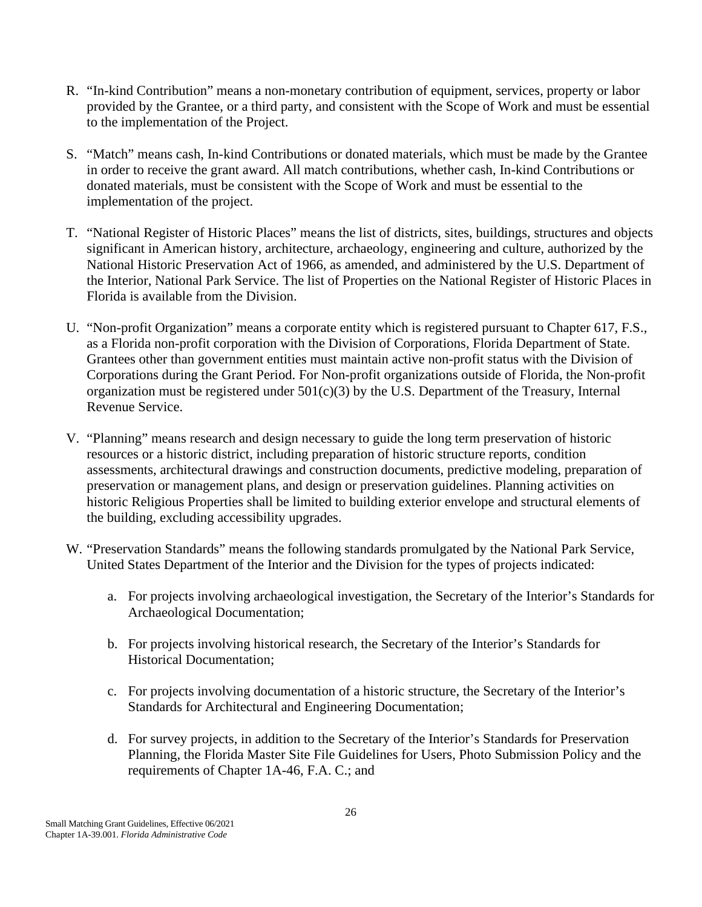R. "In-kind Contribution" means a non-monetary contribution of equipment, services, property or labor provided by the Grantee, or a third party, and consistent with the Scope of Work and must be essential to the implementation of the Project.

S. "Match" means cash, In-kind Contributions or donated materials, which must be made by the Grantee in order to receive the grant award. All match contributions, whether cash, In-kind Contributions or donated materials, must be consistent with the Scope of Work and must be essential to the implementation of the project.

T. "National Register of Historic Places" means the list of districts, sites, buildings, structures and objects significant in American history, architecture, archaeology, engineering and culture, authorized by the National Historic Preservation Act of 1966, as amended, and administered by the U.S. Department of the Interior, National Park Service. The list of Properties on the National Register of Historic Places in Florida is available from the Division.

U. "Non-profit Organization" means a corporate entity which is registered pursuant to Chapter 617, F.S., as a Florida non-profit corporation with the Division of Corporations, Florida Department of State. Grantees other than government entities must maintain active non-profit status with the Division of Corporations during the Grant Period. For Non-profit organizations outside of Florida, the Non-profit organization must be registered under 501(c)(3) by the U.S. Department of the Treasury, Internal Revenue Service.

V. "Planning" means research and design necessary to guide the long term preservation of historic resources or a historic district, including preparation of historic structure reports, condition assessments, architectural drawings and construction documents, predictive modeling, preparation of preservation or management plans, and design or preservation guidelines. Planning activities on historic Religious Properties shall be limited to building exterior envelope and structural elements of the building, excluding accessibility upgrades.

W. "Preservation Standards" means the following standards promulgated by the National Park Service, United States Department of the Interior and the Division for the types of projects indicated:

   a. For projects involving archaeological investigation, the Secretary of the Interior's Standards for Archaeological Documentation;

   b. For projects involving historical research, the Secretary of the Interior's Standards for Historical Documentation;

   c. For projects involving documentation of a historic structure, the Secretary of the Interior's Standards for Architectural and Engineering Documentation;

   d. For survey projects, in addition to the Secretary of the Interior's Standards for Preservation Planning, the Florida Master Site File Guidelines for Users, Photo Submission Policy and the requirements of Chapter 1A-46, F.A. C.; and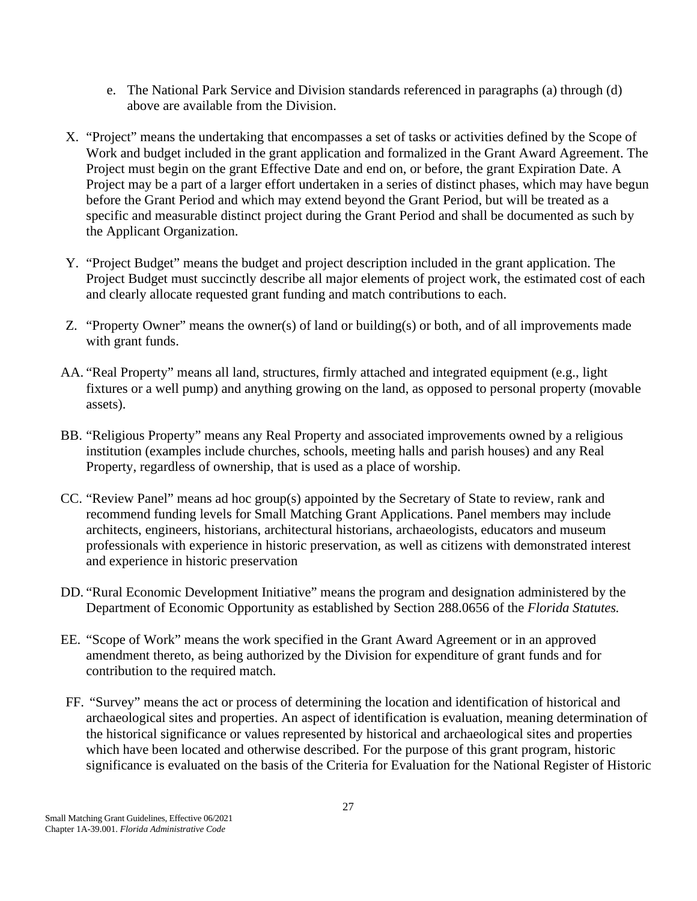e. The National Park Service and Division standards referenced in paragraphs (a) through (d) above are available from the Division.

X. "Project" means the undertaking that encompasses a set of tasks or activities defined by the Scope of Work and budget included in the grant application and formalized in the Grant Award Agreement. The Project must begin on the grant Effective Date and end on, or before, the grant Expiration Date. A Project may be a part of a larger effort undertaken in a series of distinct phases, which may have begun before the Grant Period and which may extend beyond the Grant Period, but will be treated as a specific and measurable distinct project during the Grant Period and shall be documented as such by the Applicant Organization.

Y. "Project Budget" means the budget and project description included in the grant application. The Project Budget must succinctly describe all major elements of project work, the estimated cost of each and clearly allocate requested grant funding and match contributions to each.

Z. "Property Owner" means the owner(s) of land or building(s) or both, and of all improvements made with grant funds.

AA. "Real Property" means all land, structures, firmly attached and integrated equipment (e.g., light fixtures or a well pump) and anything growing on the land, as opposed to personal property (movable assets).

BB. "Religious Property" means any Real Property and associated improvements owned by a religious institution (examples include churches, schools, meeting halls and parish houses) and any Real Property, regardless of ownership, that is used as a place of worship.

CC. "Review Panel" means ad hoc group(s) appointed by the Secretary of State to review, rank and recommend funding levels for Small Matching Grant Applications. Panel members may include architects, engineers, historians, architectural historians, archaeologists, educators and museum professionals with experience in historic preservation, as well as citizens with demonstrated interest and experience in historic preservation

DD. "Rural Economic Development Initiative" means the program and designation administered by the Department of Economic Opportunity as established by Section 288.0656 of the *Florida Statutes.*

EE. "Scope of Work" means the work specified in the Grant Award Agreement or in an approved amendment thereto, as being authorized by the Division for expenditure of grant funds and for contribution to the required match.

FF. "Survey" means the act or process of determining the location and identification of historical and archaeological sites and properties. An aspect of identification is evaluation, meaning determination of the historical significance or values represented by historical and archaeological sites and properties which have been located and otherwise described. For the purpose of this grant program, historic significance is evaluated on the basis of the Criteria for Evaluation for the National Register of Historic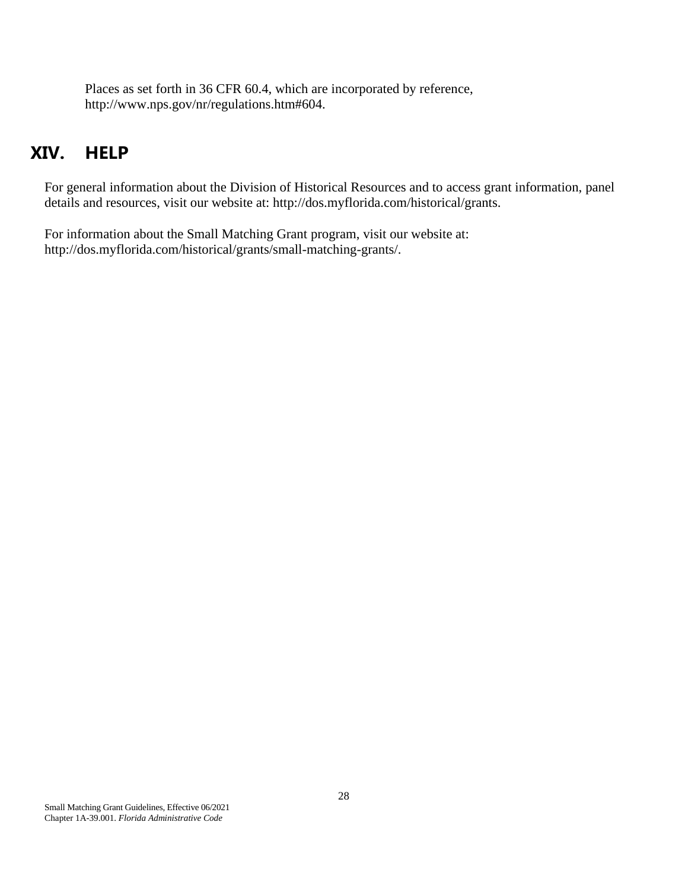Places as set forth in 36 CFR 60.4, which are incorporated by reference, http://www.nps.gov/nr/regulations.htm#604.

## XIV. HELP

For general information about the Division of Historical Resources and to access grant information, panel details and resources, visit our website at: http://dos.myflorida.com/historical/grants.

For information about the Small Matching Grant program, visit our website at: http://dos.myflorida.com/historical/grants/small-matching-grants/.